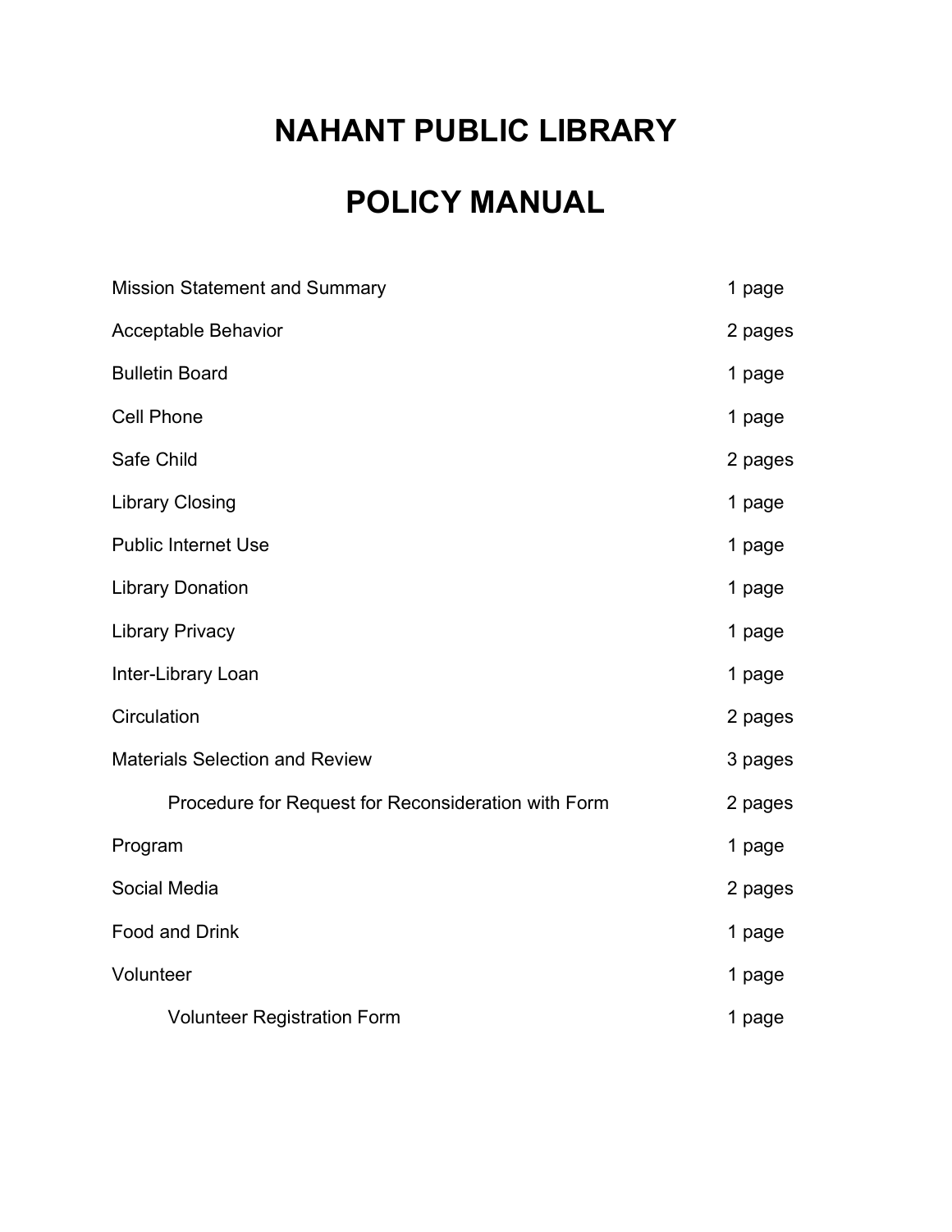# NAHANT PUBLIC LIBRARY

# POLICY MANUAL

| | |
|---|---|
| Mission Statement and Summary | 1 page |
| Acceptable Behavior | 2 pages |
| Bulletin Board | 1 page |
| Cell Phone | 1 page |
| Safe Child | 2 pages |
| Library Closing | 1 page |
| Public Internet Use | 1 page |
| Library Donation | 1 page |
| Library Privacy | 1 page |
| Inter-Library Loan | 1 page |
| Circulation | 2 pages |
| Materials Selection and Review | 3 pages |
| &nbsp;&nbsp;&nbsp;&nbsp;Procedure for Request for Reconsideration with Form | 2 pages |
| Program | 1 page |
| Social Media | 2 pages |
| Food and Drink | 1 page |
| Volunteer | 1 page |
| &nbsp;&nbsp;&nbsp;&nbsp;Volunteer Registration Form | 1 page |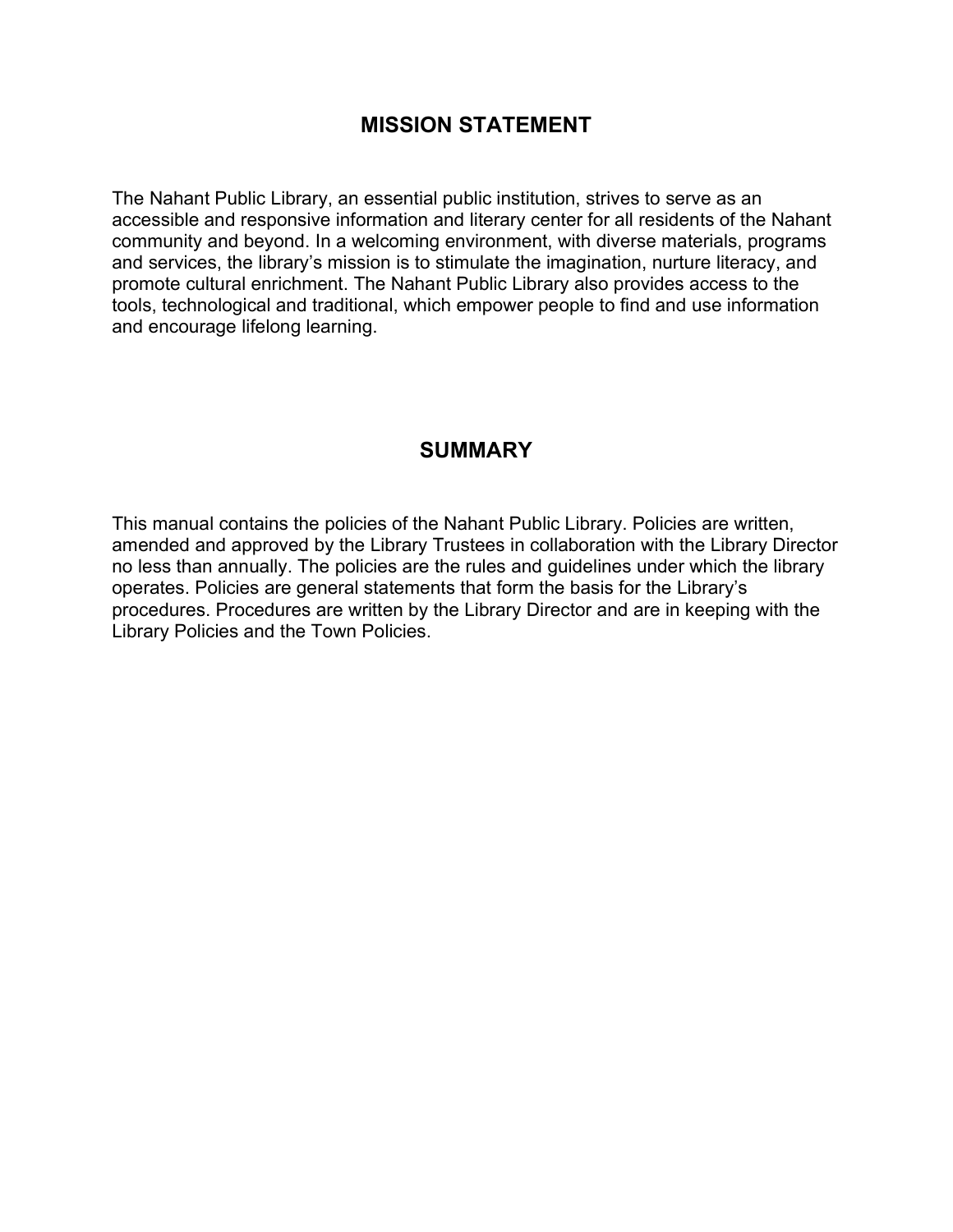## MISSION STATEMENT

The Nahant Public Library, an essential public institution, strives to serve as an accessible and responsive information and literary center for all residents of the Nahant community and beyond. In a welcoming environment, with diverse materials, programs and services, the library's mission is to stimulate the imagination, nurture literacy, and promote cultural enrichment. The Nahant Public Library also provides access to the tools, technological and traditional, which empower people to find and use information and encourage lifelong learning.

## SUMMARY

This manual contains the policies of the Nahant Public Library. Policies are written, amended and approved by the Library Trustees in collaboration with the Library Director no less than annually. The policies are the rules and guidelines under which the library operates. Policies are general statements that form the basis for the Library's procedures. Procedures are written by the Library Director and are in keeping with the Library Policies and the Town Policies.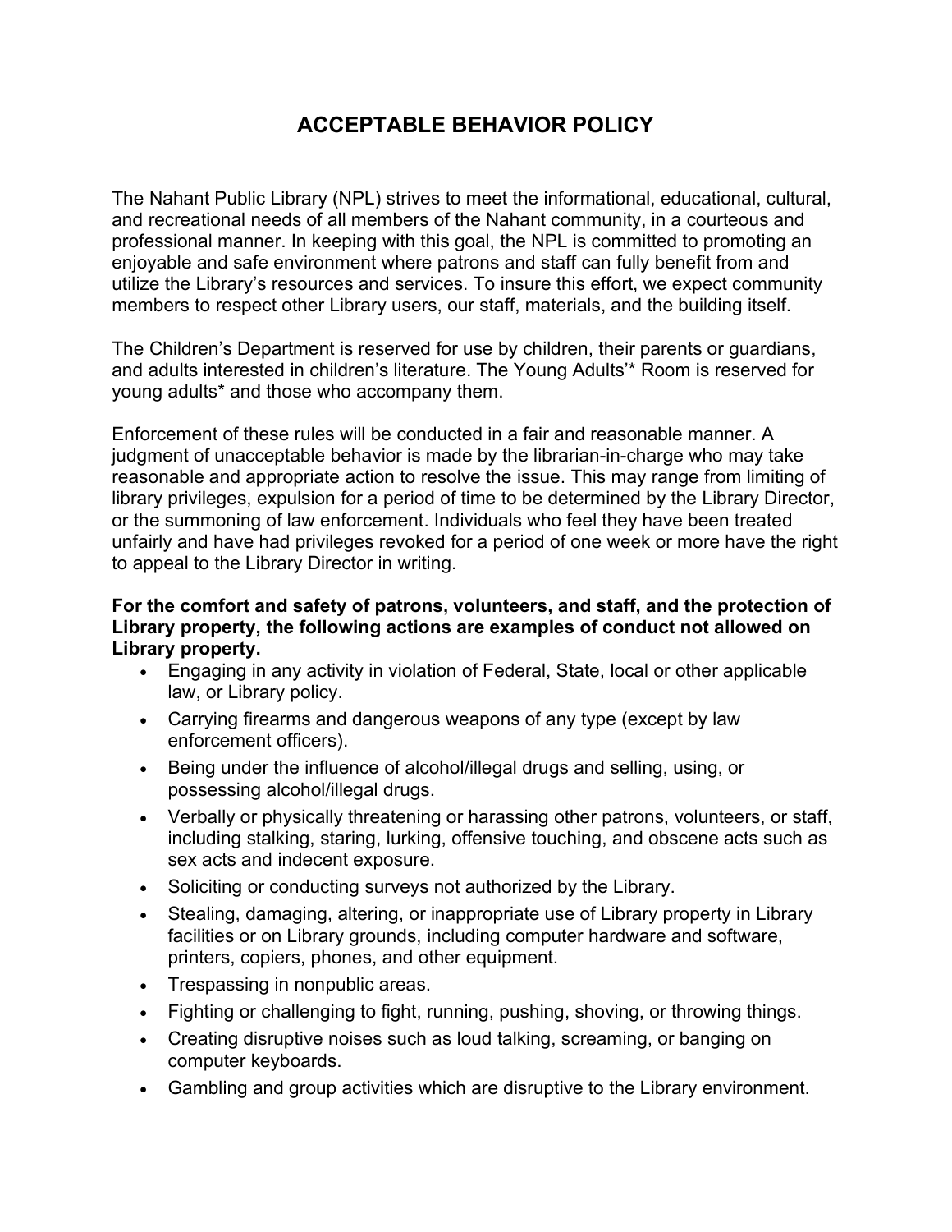# ACCEPTABLE BEHAVIOR POLICY

The Nahant Public Library (NPL) strives to meet the informational, educational, cultural, and recreational needs of all members of the Nahant community, in a courteous and professional manner. In keeping with this goal, the NPL is committed to promoting an enjoyable and safe environment where patrons and staff can fully benefit from and utilize the Library's resources and services. To insure this effort, we expect community members to respect other Library users, our staff, materials, and the building itself.

The Children's Department is reserved for use by children, their parents or guardians, and adults interested in children's literature. The Young Adults'* Room is reserved for young adults* and those who accompany them.

Enforcement of these rules will be conducted in a fair and reasonable manner. A judgment of unacceptable behavior is made by the librarian-in-charge who may take reasonable and appropriate action to resolve the issue. This may range from limiting of library privileges, expulsion for a period of time to be determined by the Library Director, or the summoning of law enforcement. Individuals who feel they have been treated unfairly and have had privileges revoked for a period of one week or more have the right to appeal to the Library Director in writing.

**For the comfort and safety of patrons, volunteers, and staff, and the protection of Library property, the following actions are examples of conduct not allowed on Library property.**

- Engaging in any activity in violation of Federal, State, local or other applicable law, or Library policy.
- Carrying firearms and dangerous weapons of any type (except by law enforcement officers).
- Being under the influence of alcohol/illegal drugs and selling, using, or possessing alcohol/illegal drugs.
- Verbally or physically threatening or harassing other patrons, volunteers, or staff, including stalking, staring, lurking, offensive touching, and obscene acts such as sex acts and indecent exposure.
- Soliciting or conducting surveys not authorized by the Library.
- Stealing, damaging, altering, or inappropriate use of Library property in Library facilities or on Library grounds, including computer hardware and software, printers, copiers, phones, and other equipment.
- Trespassing in nonpublic areas.
- Fighting or challenging to fight, running, pushing, shoving, or throwing things.
- Creating disruptive noises such as loud talking, screaming, or banging on computer keyboards.
- Gambling and group activities which are disruptive to the Library environment.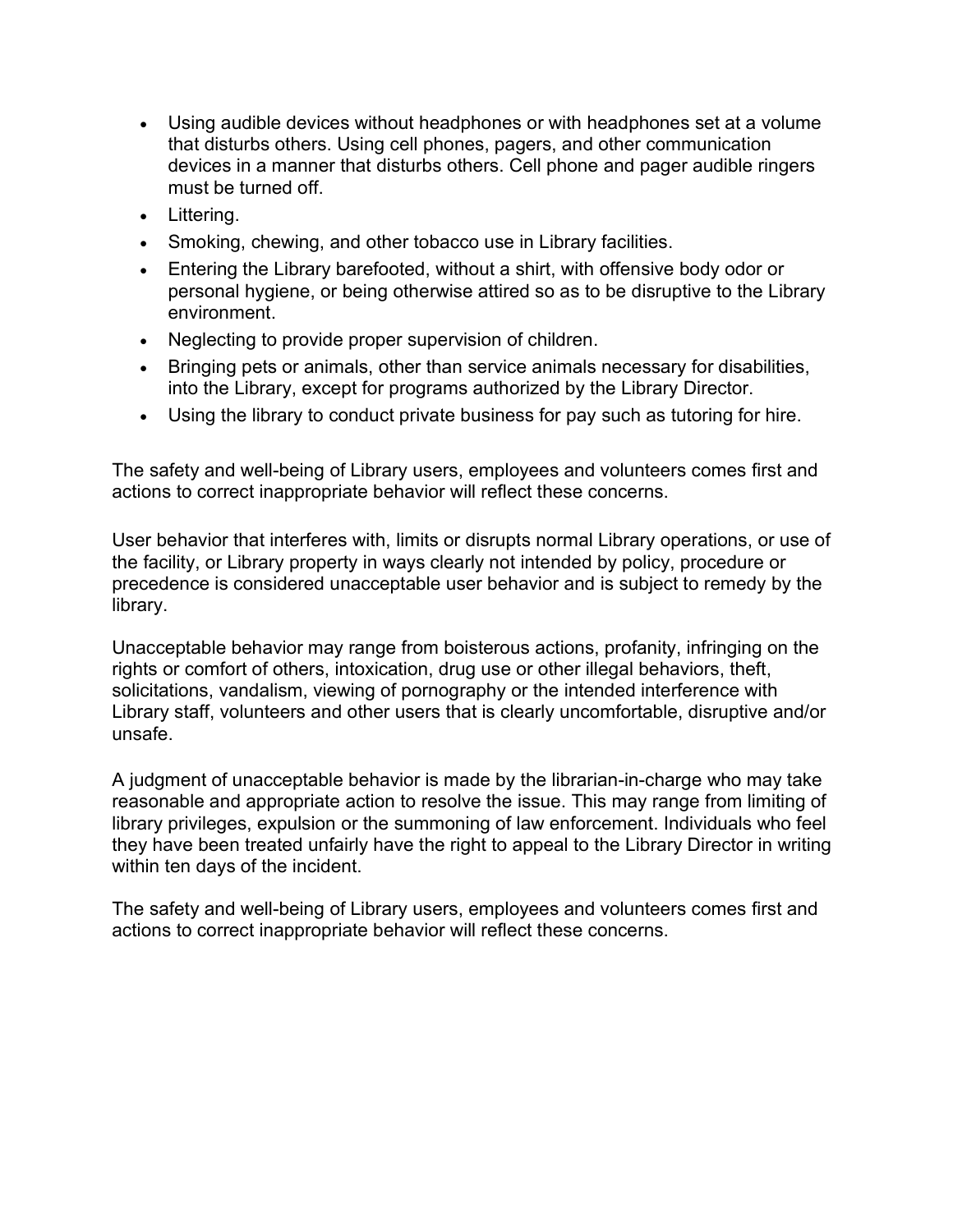- Using audible devices without headphones or with headphones set at a volume that disturbs others. Using cell phones, pagers, and other communication devices in a manner that disturbs others. Cell phone and pager audible ringers must be turned off.
- Littering.
- Smoking, chewing, and other tobacco use in Library facilities.
- Entering the Library barefooted, without a shirt, with offensive body odor or personal hygiene, or being otherwise attired so as to be disruptive to the Library environment.
- Neglecting to provide proper supervision of children.
- Bringing pets or animals, other than service animals necessary for disabilities, into the Library, except for programs authorized by the Library Director.
- Using the library to conduct private business for pay such as tutoring for hire.

The safety and well-being of Library users, employees and volunteers comes first and actions to correct inappropriate behavior will reflect these concerns.

User behavior that interferes with, limits or disrupts normal Library operations, or use of the facility, or Library property in ways clearly not intended by policy, procedure or precedence is considered unacceptable user behavior and is subject to remedy by the library.

Unacceptable behavior may range from boisterous actions, profanity, infringing on the rights or comfort of others, intoxication, drug use or other illegal behaviors, theft, solicitations, vandalism, viewing of pornography or the intended interference with Library staff, volunteers and other users that is clearly uncomfortable, disruptive and/or unsafe.

A judgment of unacceptable behavior is made by the librarian-in-charge who may take reasonable and appropriate action to resolve the issue. This may range from limiting of library privileges, expulsion or the summoning of law enforcement. Individuals who feel they have been treated unfairly have the right to appeal to the Library Director in writing within ten days of the incident.

The safety and well-being of Library users, employees and volunteers comes first and actions to correct inappropriate behavior will reflect these concerns.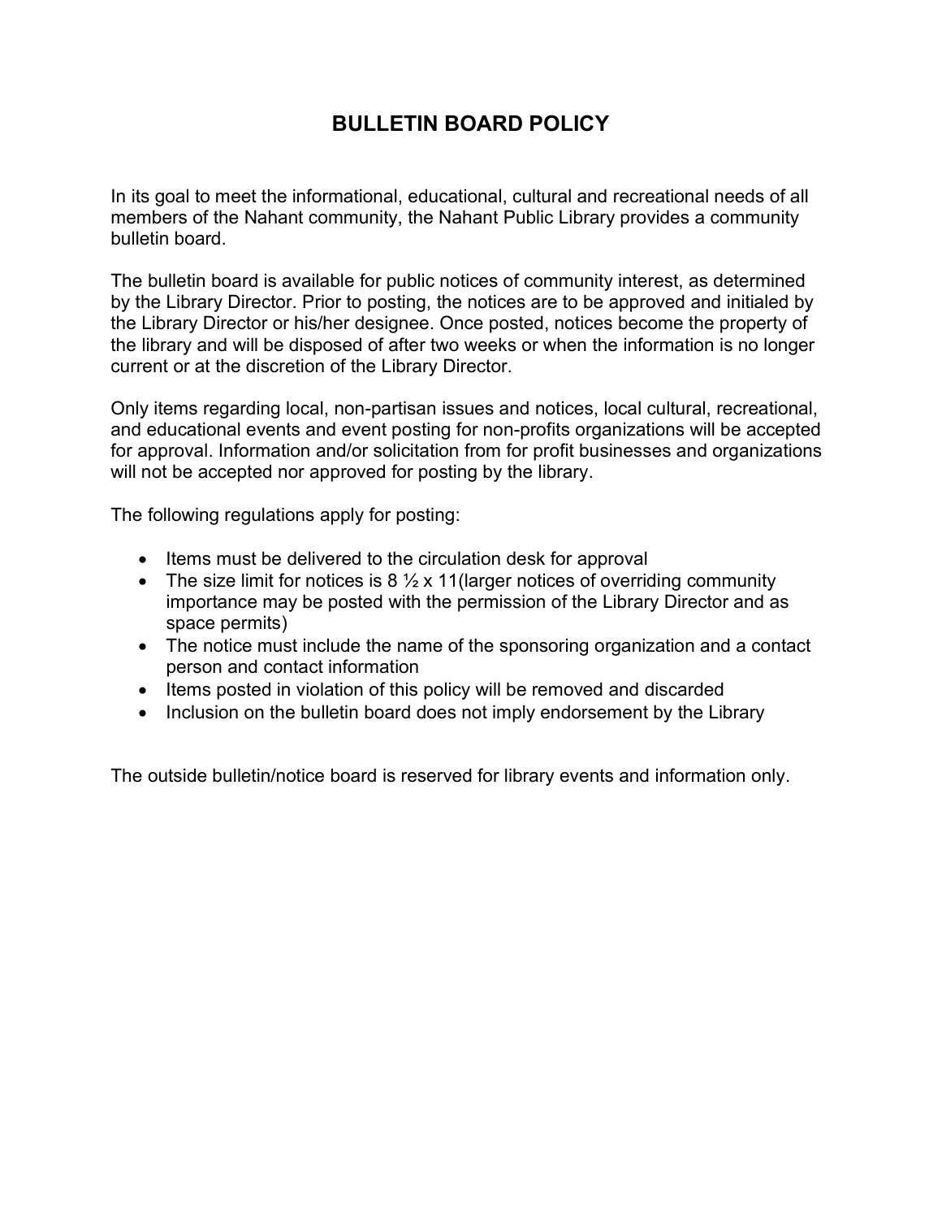# BULLETIN BOARD POLICY

In its goal to meet the informational, educational, cultural and recreational needs of all members of the Nahant community, the Nahant Public Library provides a community bulletin board.

The bulletin board is available for public notices of community interest, as determined by the Library Director. Prior to posting, the notices are to be approved and initialed by the Library Director or his/her designee. Once posted, notices become the property of the library and will be disposed of after two weeks or when the information is no longer current or at the discretion of the Library Director.

Only items regarding local, non-partisan issues and notices, local cultural, recreational, and educational events and event posting for non-profits organizations will be accepted for approval. Information and/or solicitation from for profit businesses and organizations will not be accepted nor approved for posting by the library.

The following regulations apply for posting:

- Items must be delivered to the circulation desk for approval
- The size limit for notices is 8 ½ x 11(larger notices of overriding community importance may be posted with the permission of the Library Director and as space permits)
- The notice must include the name of the sponsoring organization and a contact person and contact information
- Items posted in violation of this policy will be removed and discarded
- Inclusion on the bulletin board does not imply endorsement by the Library

The outside bulletin/notice board is reserved for library events and information only.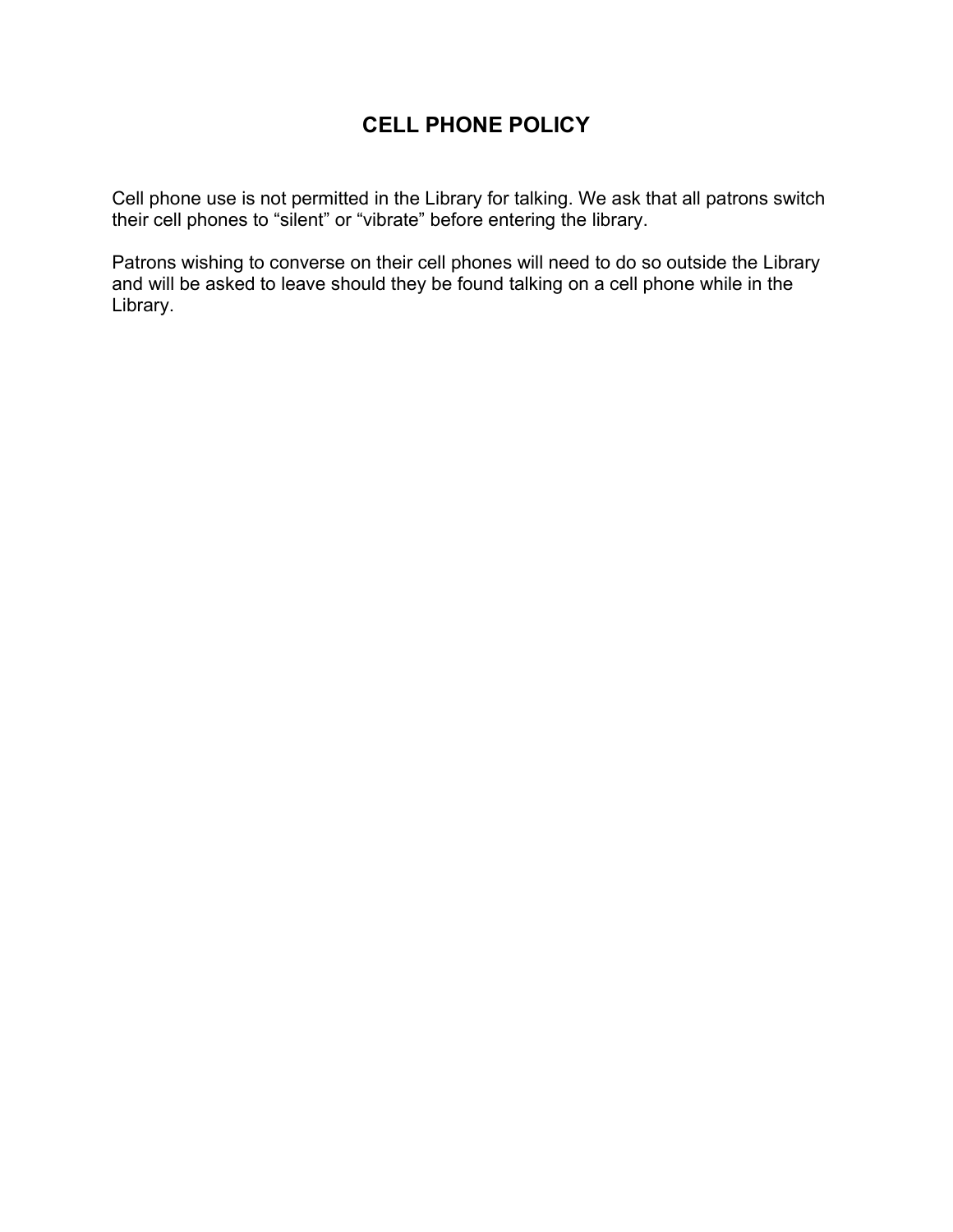# CELL PHONE POLICY

Cell phone use is not permitted in the Library for talking. We ask that all patrons switch their cell phones to “silent” or “vibrate” before entering the library.

Patrons wishing to converse on their cell phones will need to do so outside the Library and will be asked to leave should they be found talking on a cell phone while in the Library.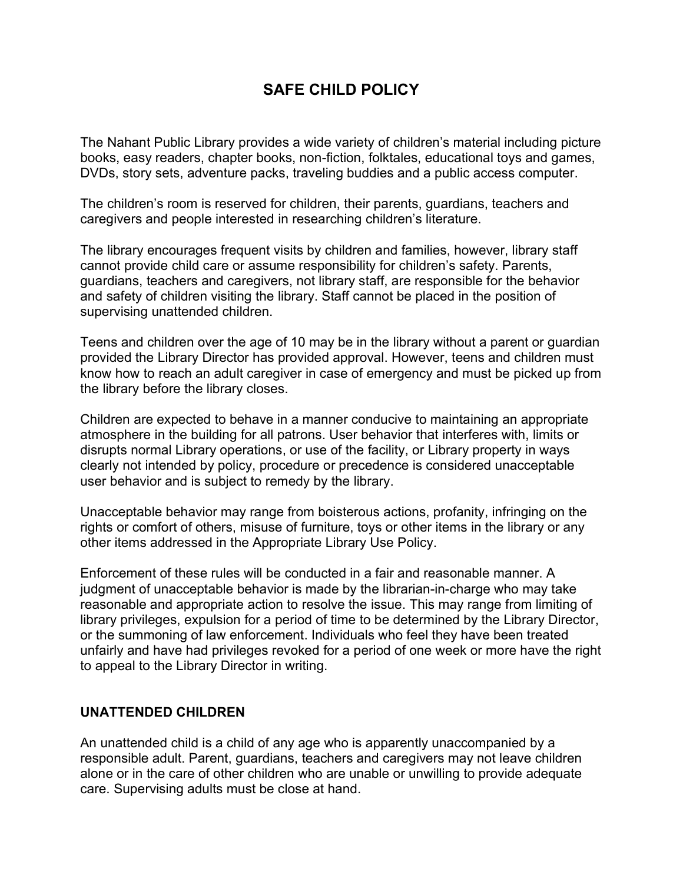# SAFE CHILD POLICY

The Nahant Public Library provides a wide variety of children's material including picture books, easy readers, chapter books, non-fiction, folktales, educational toys and games, DVDs, story sets, adventure packs, traveling buddies and a public access computer.

The children's room is reserved for children, their parents, guardians, teachers and caregivers and people interested in researching children's literature.

The library encourages frequent visits by children and families, however, library staff cannot provide child care or assume responsibility for children's safety. Parents, guardians, teachers and caregivers, not library staff, are responsible for the behavior and safety of children visiting the library. Staff cannot be placed in the position of supervising unattended children.

Teens and children over the age of 10 may be in the library without a parent or guardian provided the Library Director has provided approval. However, teens and children must know how to reach an adult caregiver in case of emergency and must be picked up from the library before the library closes.

Children are expected to behave in a manner conducive to maintaining an appropriate atmosphere in the building for all patrons. User behavior that interferes with, limits or disrupts normal Library operations, or use of the facility, or Library property in ways clearly not intended by policy, procedure or precedence is considered unacceptable user behavior and is subject to remedy by the library.

Unacceptable behavior may range from boisterous actions, profanity, infringing on the rights or comfort of others, misuse of furniture, toys or other items in the library or any other items addressed in the Appropriate Library Use Policy.

Enforcement of these rules will be conducted in a fair and reasonable manner. A judgment of unacceptable behavior is made by the librarian-in-charge who may take reasonable and appropriate action to resolve the issue. This may range from limiting of library privileges, expulsion for a period of time to be determined by the Library Director, or the summoning of law enforcement. Individuals who feel they have been treated unfairly and have had privileges revoked for a period of one week or more have the right to appeal to the Library Director in writing.

## UNATTENDED CHILDREN

An unattended child is a child of any age who is apparently unaccompanied by a responsible adult. Parent, guardians, teachers and caregivers may not leave children alone or in the care of other children who are unable or unwilling to provide adequate care. Supervising adults must be close at hand.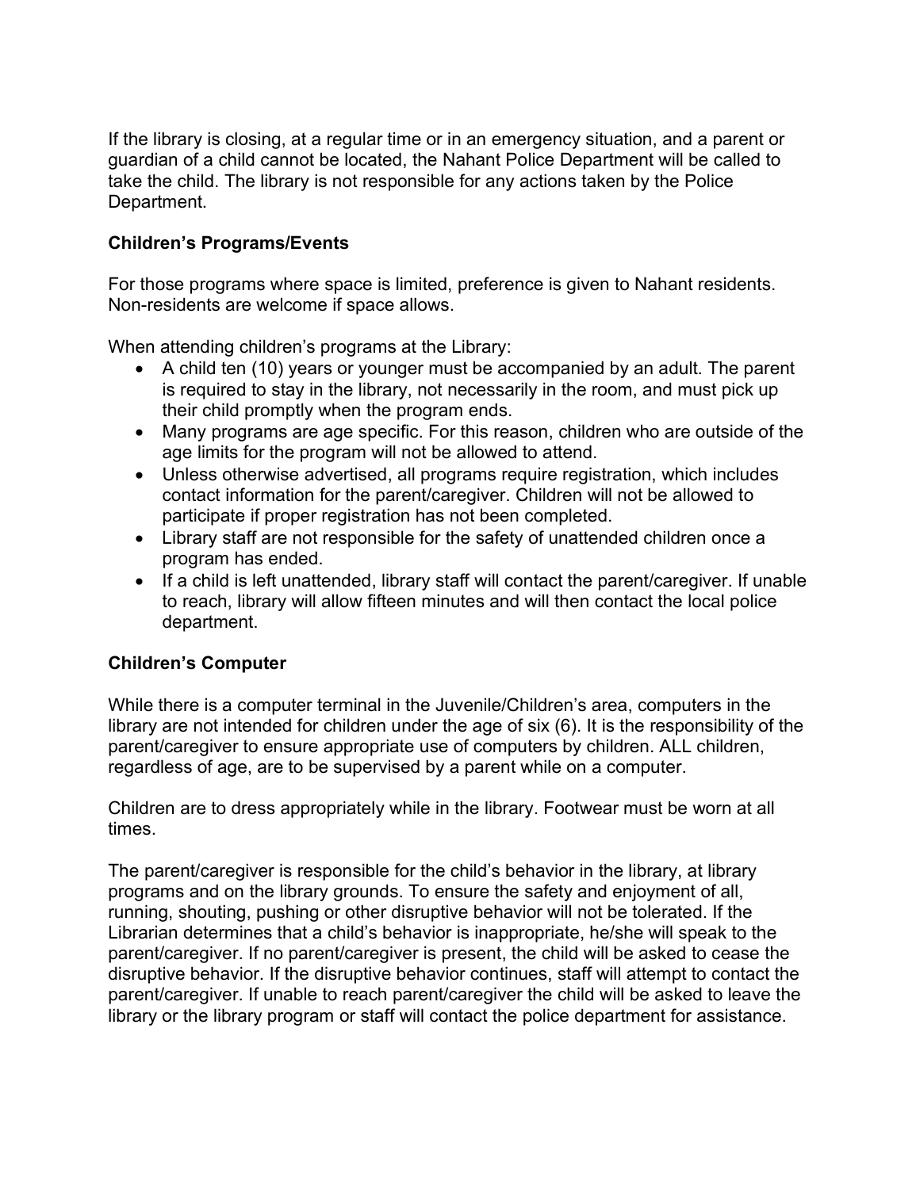If the library is closing, at a regular time or in an emergency situation, and a parent or guardian of a child cannot be located, the Nahant Police Department will be called to take the child. The library is not responsible for any actions taken by the Police Department.

**Children's Programs/Events**

For those programs where space is limited, preference is given to Nahant residents. Non-residents are welcome if space allows.

When attending children's programs at the Library:

- A child ten (10) years or younger must be accompanied by an adult. The parent is required to stay in the library, not necessarily in the room, and must pick up their child promptly when the program ends.
- Many programs are age specific. For this reason, children who are outside of the age limits for the program will not be allowed to attend.
- Unless otherwise advertised, all programs require registration, which includes contact information for the parent/caregiver. Children will not be allowed to participate if proper registration has not been completed.
- Library staff are not responsible for the safety of unattended children once a program has ended.
- If a child is left unattended, library staff will contact the parent/caregiver. If unable to reach, library will allow fifteen minutes and will then contact the local police department.

**Children's Computer**

While there is a computer terminal in the Juvenile/Children's area, computers in the library are not intended for children under the age of six (6). It is the responsibility of the parent/caregiver to ensure appropriate use of computers by children. ALL children, regardless of age, are to be supervised by a parent while on a computer.

Children are to dress appropriately while in the library. Footwear must be worn at all times.

The parent/caregiver is responsible for the child's behavior in the library, at library programs and on the library grounds. To ensure the safety and enjoyment of all, running, shouting, pushing or other disruptive behavior will not be tolerated. If the Librarian determines that a child's behavior is inappropriate, he/she will speak to the parent/caregiver. If no parent/caregiver is present, the child will be asked to cease the disruptive behavior. If the disruptive behavior continues, staff will attempt to contact the parent/caregiver. If unable to reach parent/caregiver the child will be asked to leave the library or the library program or staff will contact the police department for assistance.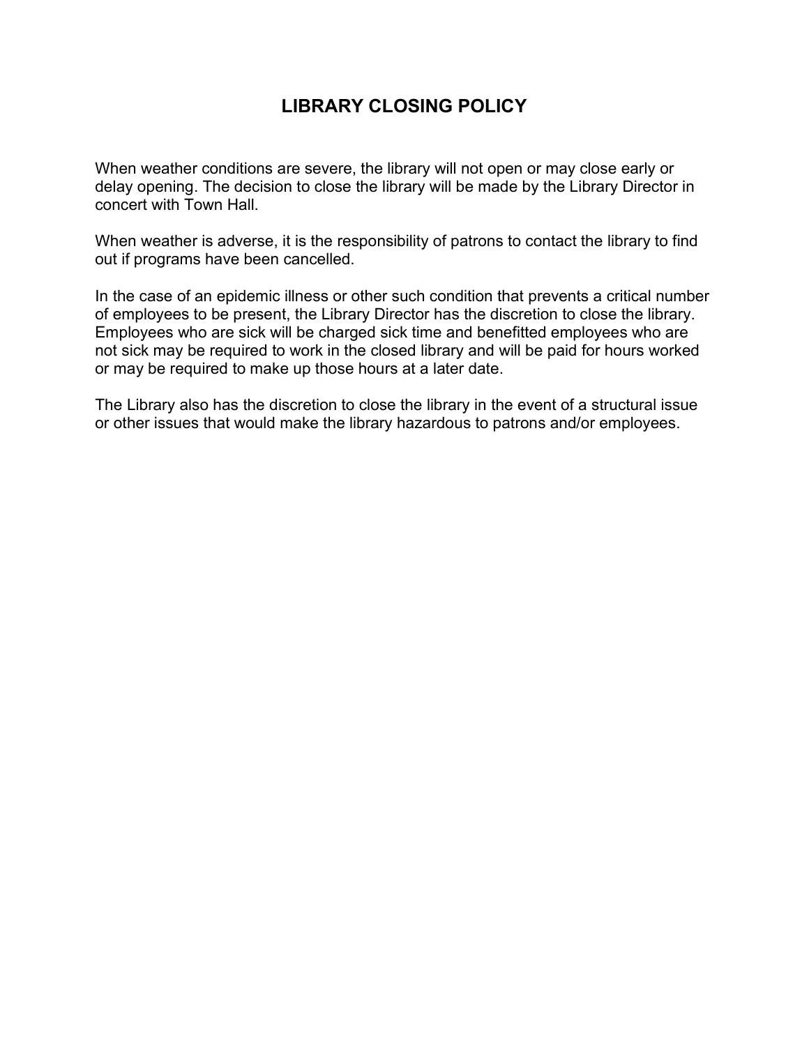# LIBRARY CLOSING POLICY

When weather conditions are severe, the library will not open or may close early or delay opening. The decision to close the library will be made by the Library Director in concert with Town Hall.

When weather is adverse, it is the responsibility of patrons to contact the library to find out if programs have been cancelled.

In the case of an epidemic illness or other such condition that prevents a critical number of employees to be present, the Library Director has the discretion to close the library. Employees who are sick will be charged sick time and benefitted employees who are not sick may be required to work in the closed library and will be paid for hours worked or may be required to make up those hours at a later date.

The Library also has the discretion to close the library in the event of a structural issue or other issues that would make the library hazardous to patrons and/or employees.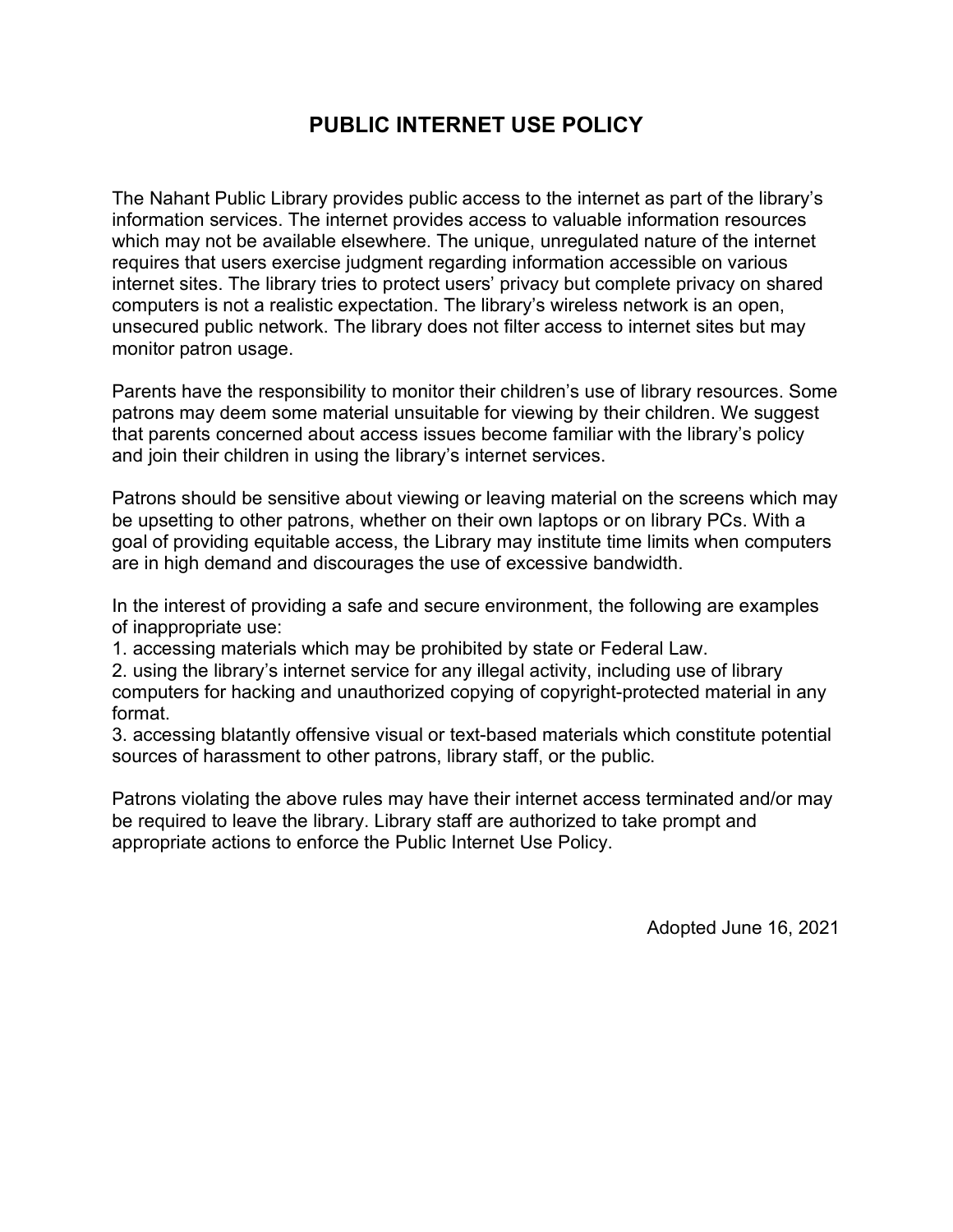# PUBLIC INTERNET USE POLICY

The Nahant Public Library provides public access to the internet as part of the library's information services. The internet provides access to valuable information resources which may not be available elsewhere. The unique, unregulated nature of the internet requires that users exercise judgment regarding information accessible on various internet sites. The library tries to protect users' privacy but complete privacy on shared computers is not a realistic expectation. The library's wireless network is an open, unsecured public network. The library does not filter access to internet sites but may monitor patron usage.

Parents have the responsibility to monitor their children's use of library resources. Some patrons may deem some material unsuitable for viewing by their children. We suggest that parents concerned about access issues become familiar with the library's policy and join their children in using the library's internet services.

Patrons should be sensitive about viewing or leaving material on the screens which may be upsetting to other patrons, whether on their own laptops or on library PCs. With a goal of providing equitable access, the Library may institute time limits when computers are in high demand and discourages the use of excessive bandwidth.

In the interest of providing a safe and secure environment, the following are examples of inappropriate use:

1. accessing materials which may be prohibited by state or Federal Law.
2. using the library's internet service for any illegal activity, including use of library computers for hacking and unauthorized copying of copyright-protected material in any format.
3. accessing blatantly offensive visual or text-based materials which constitute potential sources of harassment to other patrons, library staff, or the public.

Patrons violating the above rules may have their internet access terminated and/or may be required to leave the library. Library staff are authorized to take prompt and appropriate actions to enforce the Public Internet Use Policy.

Adopted June 16, 2021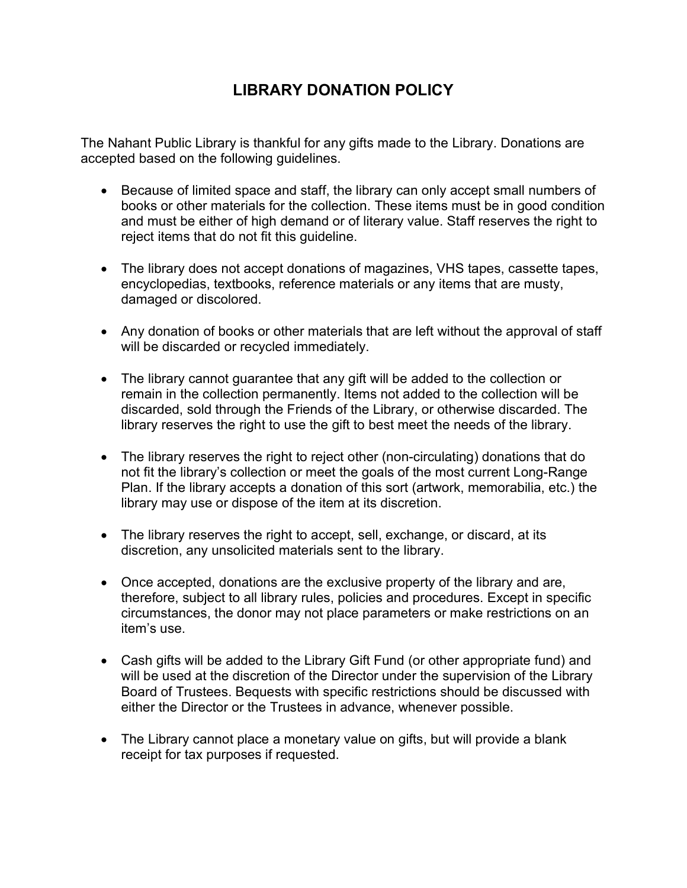# LIBRARY DONATION POLICY

The Nahant Public Library is thankful for any gifts made to the Library. Donations are accepted based on the following guidelines.

- Because of limited space and staff, the library can only accept small numbers of books or other materials for the collection. These items must be in good condition and must be either of high demand or of literary value. Staff reserves the right to reject items that do not fit this guideline.

- The library does not accept donations of magazines, VHS tapes, cassette tapes, encyclopedias, textbooks, reference materials or any items that are musty, damaged or discolored.

- Any donation of books or other materials that are left without the approval of staff will be discarded or recycled immediately.

- The library cannot guarantee that any gift will be added to the collection or remain in the collection permanently. Items not added to the collection will be discarded, sold through the Friends of the Library, or otherwise discarded. The library reserves the right to use the gift to best meet the needs of the library.

- The library reserves the right to reject other (non-circulating) donations that do not fit the library's collection or meet the goals of the most current Long-Range Plan. If the library accepts a donation of this sort (artwork, memorabilia, etc.) the library may use or dispose of the item at its discretion.

- The library reserves the right to accept, sell, exchange, or discard, at its discretion, any unsolicited materials sent to the library.

- Once accepted, donations are the exclusive property of the library and are, therefore, subject to all library rules, policies and procedures. Except in specific circumstances, the donor may not place parameters or make restrictions on an item's use.

- Cash gifts will be added to the Library Gift Fund (or other appropriate fund) and will be used at the discretion of the Director under the supervision of the Library Board of Trustees. Bequests with specific restrictions should be discussed with either the Director or the Trustees in advance, whenever possible.

- The Library cannot place a monetary value on gifts, but will provide a blank receipt for tax purposes if requested.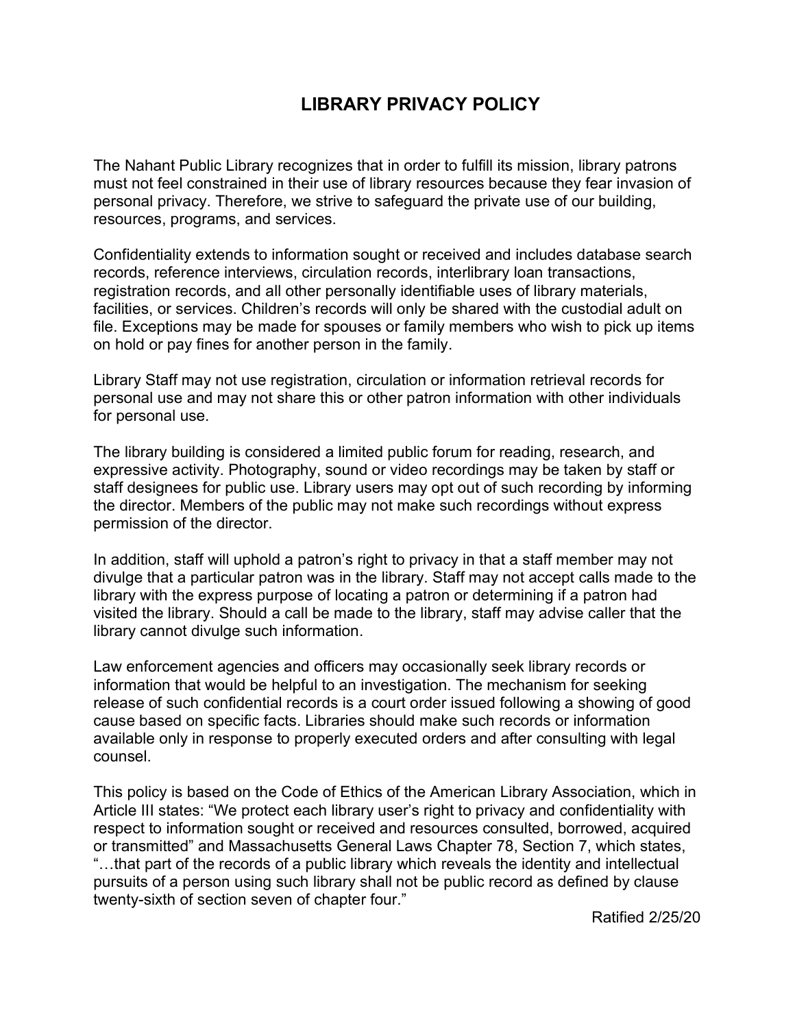# LIBRARY PRIVACY POLICY

The Nahant Public Library recognizes that in order to fulfill its mission, library patrons must not feel constrained in their use of library resources because they fear invasion of personal privacy. Therefore, we strive to safeguard the private use of our building, resources, programs, and services.

Confidentiality extends to information sought or received and includes database search records, reference interviews, circulation records, interlibrary loan transactions, registration records, and all other personally identifiable uses of library materials, facilities, or services. Children's records will only be shared with the custodial adult on file. Exceptions may be made for spouses or family members who wish to pick up items on hold or pay fines for another person in the family.

Library Staff may not use registration, circulation or information retrieval records for personal use and may not share this or other patron information with other individuals for personal use.

The library building is considered a limited public forum for reading, research, and expressive activity. Photography, sound or video recordings may be taken by staff or staff designees for public use. Library users may opt out of such recording by informing the director. Members of the public may not make such recordings without express permission of the director.

In addition, staff will uphold a patron's right to privacy in that a staff member may not divulge that a particular patron was in the library. Staff may not accept calls made to the library with the express purpose of locating a patron or determining if a patron had visited the library. Should a call be made to the library, staff may advise caller that the library cannot divulge such information.

Law enforcement agencies and officers may occasionally seek library records or information that would be helpful to an investigation. The mechanism for seeking release of such confidential records is a court order issued following a showing of good cause based on specific facts. Libraries should make such records or information available only in response to properly executed orders and after consulting with legal counsel.

This policy is based on the Code of Ethics of the American Library Association, which in Article III states: "We protect each library user's right to privacy and confidentiality with respect to information sought or received and resources consulted, borrowed, acquired or transmitted" and Massachusetts General Laws Chapter 78, Section 7, which states, "…that part of the records of a public library which reveals the identity and intellectual pursuits of a person using such library shall not be public record as defined by clause twenty-sixth of section seven of chapter four."

Ratified 2/25/20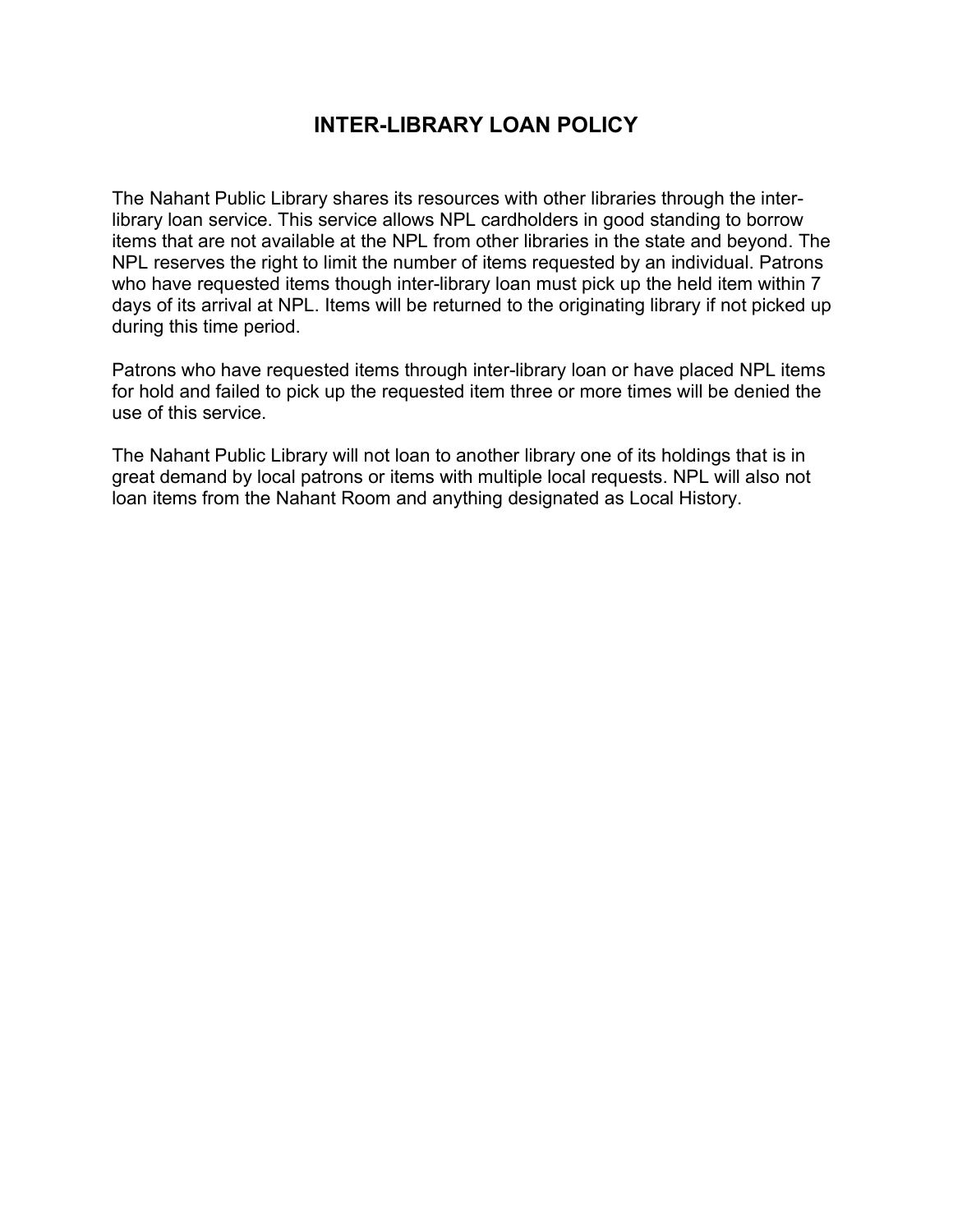# INTER-LIBRARY LOAN POLICY

The Nahant Public Library shares its resources with other libraries through the inter-library loan service. This service allows NPL cardholders in good standing to borrow items that are not available at the NPL from other libraries in the state and beyond. The NPL reserves the right to limit the number of items requested by an individual. Patrons who have requested items though inter-library loan must pick up the held item within 7 days of its arrival at NPL. Items will be returned to the originating library if not picked up during this time period.

Patrons who have requested items through inter-library loan or have placed NPL items for hold and failed to pick up the requested item three or more times will be denied the use of this service.

The Nahant Public Library will not loan to another library one of its holdings that is in great demand by local patrons or items with multiple local requests. NPL will also not loan items from the Nahant Room and anything designated as Local History.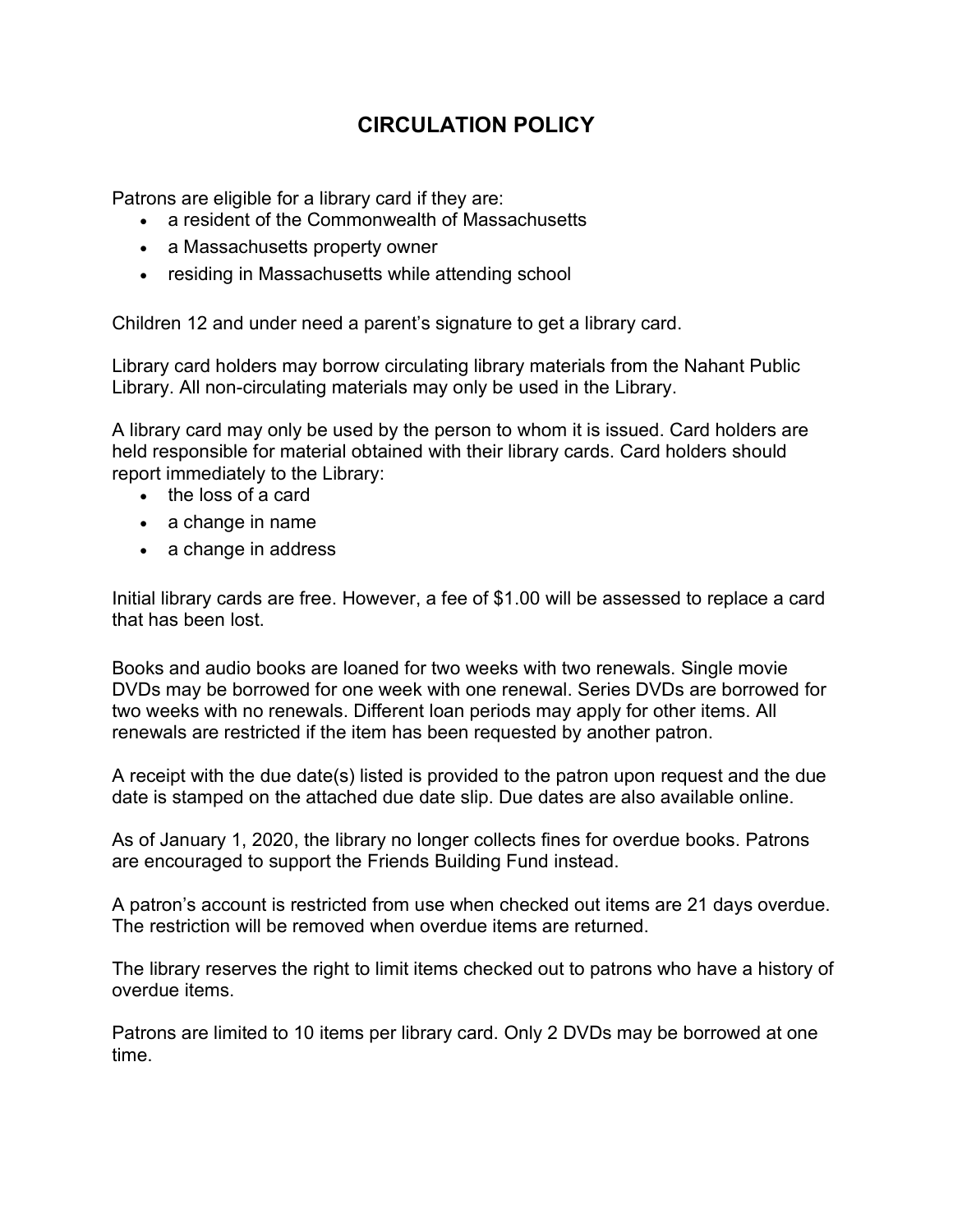# CIRCULATION POLICY

Patrons are eligible for a library card if they are:

- a resident of the Commonwealth of Massachusetts
- a Massachusetts property owner
- residing in Massachusetts while attending school

Children 12 and under need a parent's signature to get a library card.

Library card holders may borrow circulating library materials from the Nahant Public Library. All non-circulating materials may only be used in the Library.

A library card may only be used by the person to whom it is issued. Card holders are held responsible for material obtained with their library cards. Card holders should report immediately to the Library:

- the loss of a card
- a change in name
- a change in address

Initial library cards are free. However, a fee of $1.00 will be assessed to replace a card that has been lost.

Books and audio books are loaned for two weeks with two renewals. Single movie DVDs may be borrowed for one week with one renewal. Series DVDs are borrowed for two weeks with no renewals. Different loan periods may apply for other items. All renewals are restricted if the item has been requested by another patron.

A receipt with the due date(s) listed is provided to the patron upon request and the due date is stamped on the attached due date slip. Due dates are also available online.

As of January 1, 2020, the library no longer collects fines for overdue books. Patrons are encouraged to support the Friends Building Fund instead.

A patron's account is restricted from use when checked out items are 21 days overdue. The restriction will be removed when overdue items are returned.

The library reserves the right to limit items checked out to patrons who have a history of overdue items.

Patrons are limited to 10 items per library card. Only 2 DVDs may be borrowed at one time.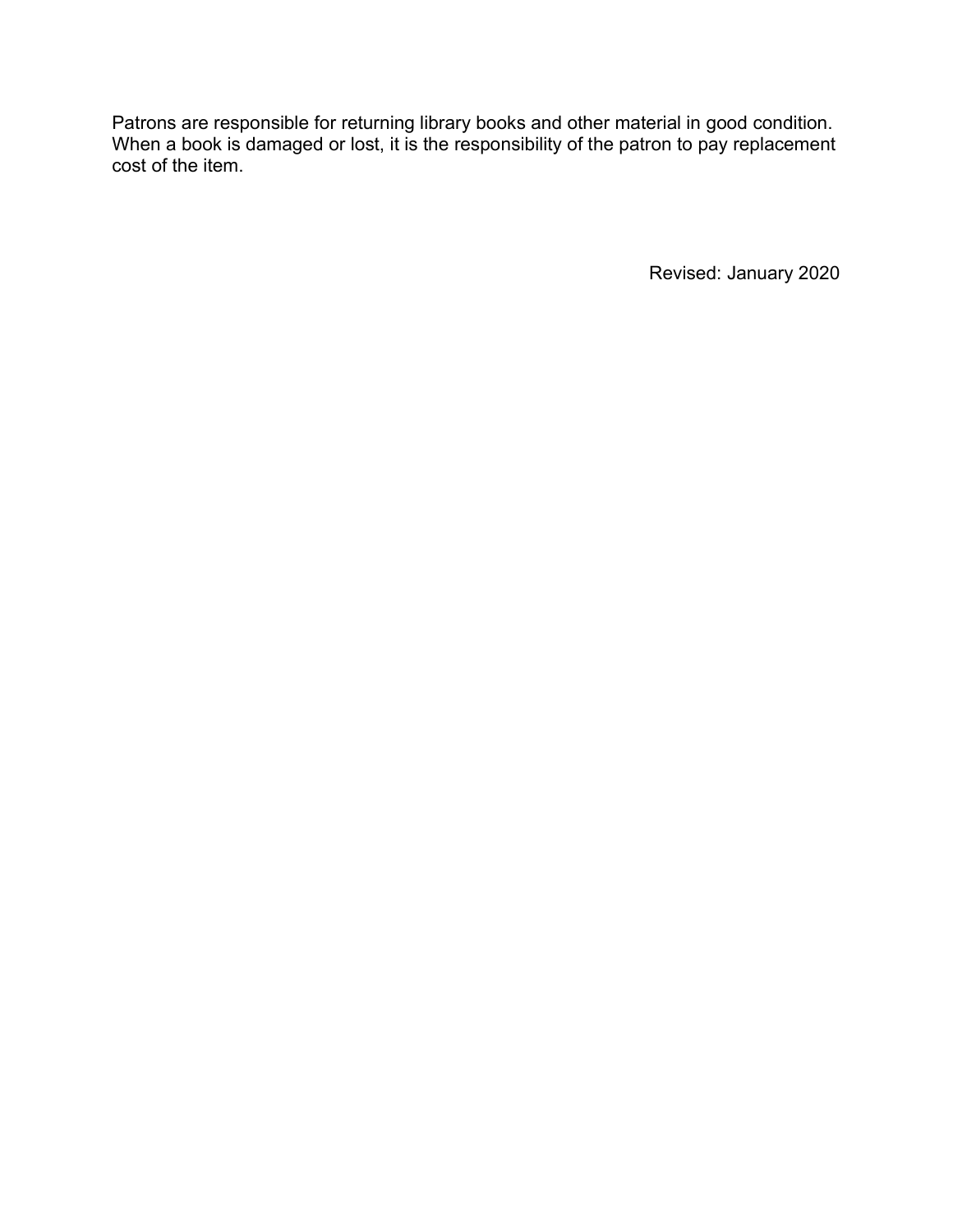Patrons are responsible for returning library books and other material in good condition. When a book is damaged or lost, it is the responsibility of the patron to pay replacement cost of the item.

Revised: January 2020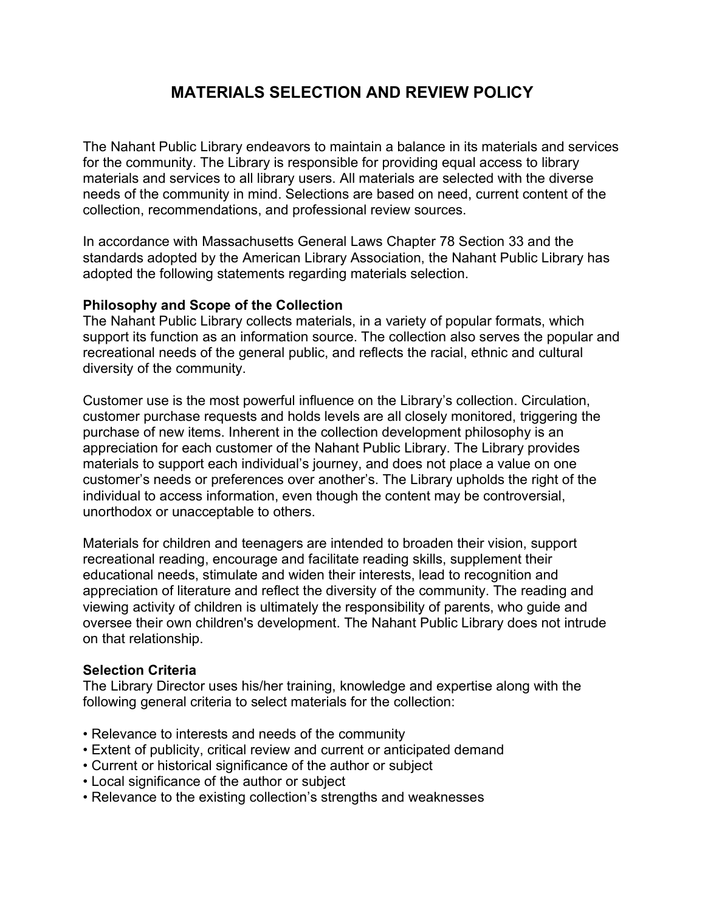# MATERIALS SELECTION AND REVIEW POLICY

The Nahant Public Library endeavors to maintain a balance in its materials and services for the community. The Library is responsible for providing equal access to library materials and services to all library users. All materials are selected with the diverse needs of the community in mind. Selections are based on need, current content of the collection, recommendations, and professional review sources.

In accordance with Massachusetts General Laws Chapter 78 Section 33 and the standards adopted by the American Library Association, the Nahant Public Library has adopted the following statements regarding materials selection.

**Philosophy and Scope of the Collection**
The Nahant Public Library collects materials, in a variety of popular formats, which support its function as an information source. The collection also serves the popular and recreational needs of the general public, and reflects the racial, ethnic and cultural diversity of the community.

Customer use is the most powerful influence on the Library's collection. Circulation, customer purchase requests and holds levels are all closely monitored, triggering the purchase of new items. Inherent in the collection development philosophy is an appreciation for each customer of the Nahant Public Library. The Library provides materials to support each individual's journey, and does not place a value on one customer's needs or preferences over another's. The Library upholds the right of the individual to access information, even though the content may be controversial, unorthodox or unacceptable to others.

Materials for children and teenagers are intended to broaden their vision, support recreational reading, encourage and facilitate reading skills, supplement their educational needs, stimulate and widen their interests, lead to recognition and appreciation of literature and reflect the diversity of the community. The reading and viewing activity of children is ultimately the responsibility of parents, who guide and oversee their own children's development. The Nahant Public Library does not intrude on that relationship.

**Selection Criteria**
The Library Director uses his/her training, knowledge and expertise along with the following general criteria to select materials for the collection:

- Relevance to interests and needs of the community
- Extent of publicity, critical review and current or anticipated demand
- Current or historical significance of the author or subject
- Local significance of the author or subject
- Relevance to the existing collection's strengths and weaknesses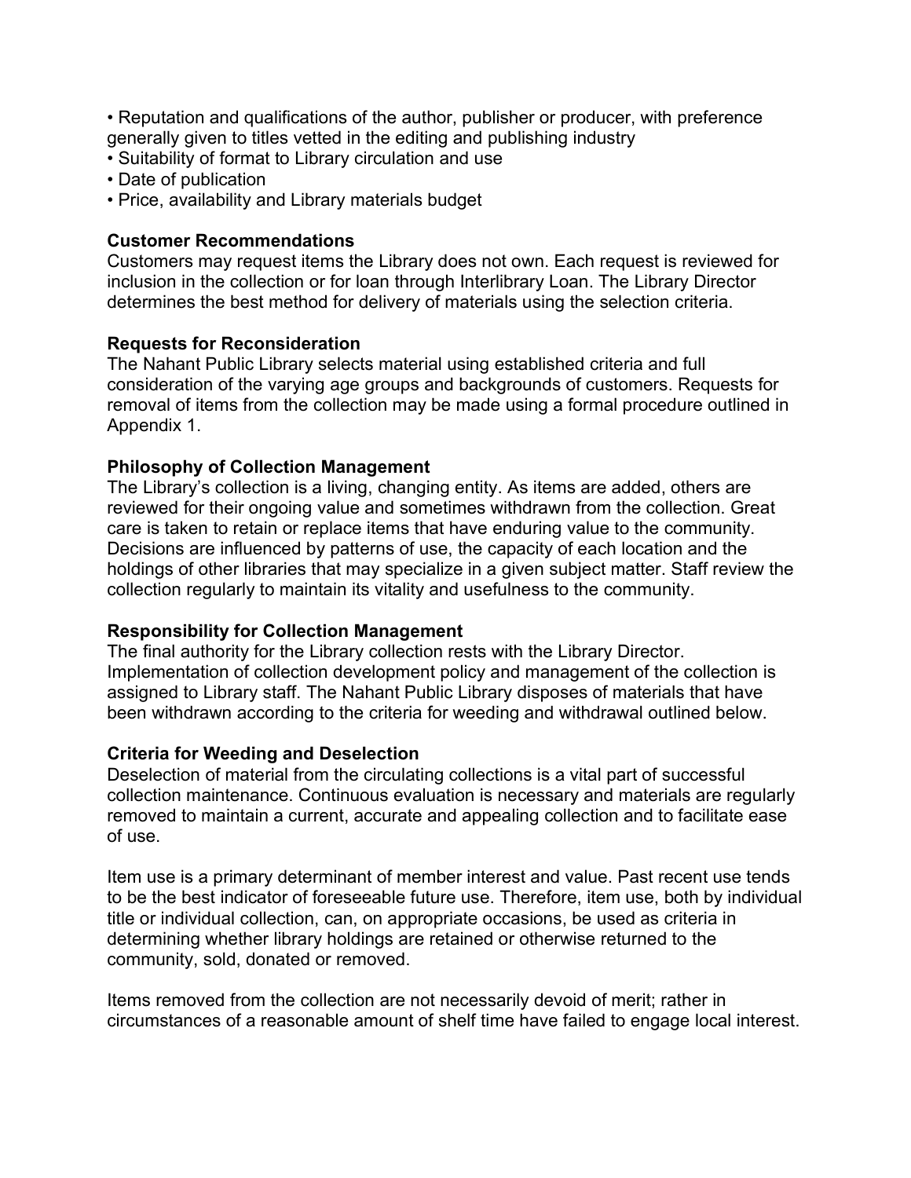- Reputation and qualifications of the author, publisher or producer, with preference generally given to titles vetted in the editing and publishing industry
- Suitability of format to Library circulation and use
- Date of publication
- Price, availability and Library materials budget

**Customer Recommendations**

Customers may request items the Library does not own. Each request is reviewed for inclusion in the collection or for loan through Interlibrary Loan. The Library Director determines the best method for delivery of materials using the selection criteria.

**Requests for Reconsideration**

The Nahant Public Library selects material using established criteria and full consideration of the varying age groups and backgrounds of customers. Requests for removal of items from the collection may be made using a formal procedure outlined in Appendix 1.

**Philosophy of Collection Management**

The Library's collection is a living, changing entity. As items are added, others are reviewed for their ongoing value and sometimes withdrawn from the collection. Great care is taken to retain or replace items that have enduring value to the community. Decisions are influenced by patterns of use, the capacity of each location and the holdings of other libraries that may specialize in a given subject matter. Staff review the collection regularly to maintain its vitality and usefulness to the community.

**Responsibility for Collection Management**

The final authority for the Library collection rests with the Library Director. Implementation of collection development policy and management of the collection is assigned to Library staff. The Nahant Public Library disposes of materials that have been withdrawn according to the criteria for weeding and withdrawal outlined below.

**Criteria for Weeding and Deselection**

Deselection of material from the circulating collections is a vital part of successful collection maintenance. Continuous evaluation is necessary and materials are regularly removed to maintain a current, accurate and appealing collection and to facilitate ease of use.

Item use is a primary determinant of member interest and value. Past recent use tends to be the best indicator of foreseeable future use. Therefore, item use, both by individual title or individual collection, can, on appropriate occasions, be used as criteria in determining whether library holdings are retained or otherwise returned to the community, sold, donated or removed.

Items removed from the collection are not necessarily devoid of merit; rather in circumstances of a reasonable amount of shelf time have failed to engage local interest.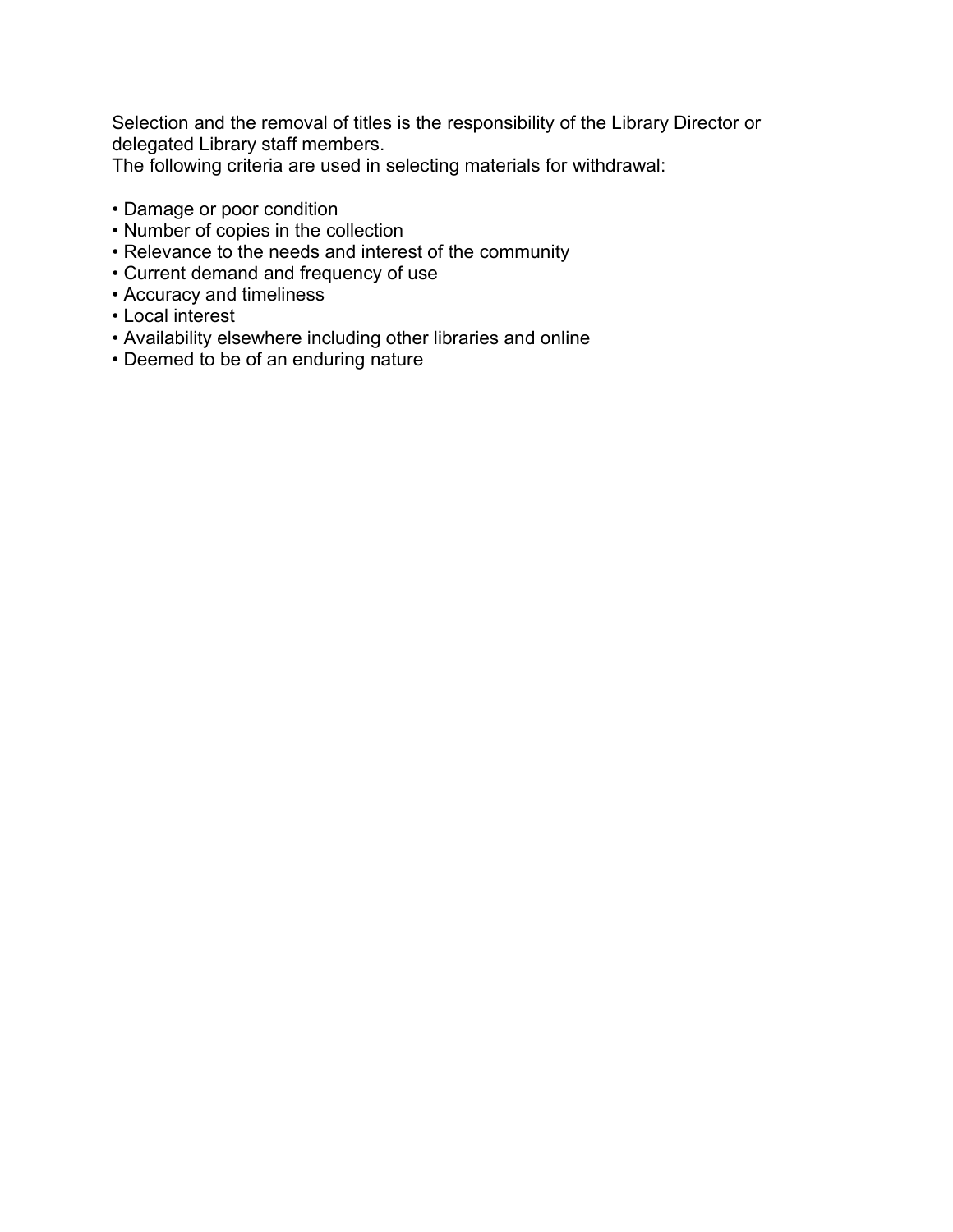Selection and the removal of titles is the responsibility of the Library Director or delegated Library staff members.
The following criteria are used in selecting materials for withdrawal:

- Damage or poor condition
- Number of copies in the collection
- Relevance to the needs and interest of the community
- Current demand and frequency of use
- Accuracy and timeliness
- Local interest
- Availability elsewhere including other libraries and online
- Deemed to be of an enduring nature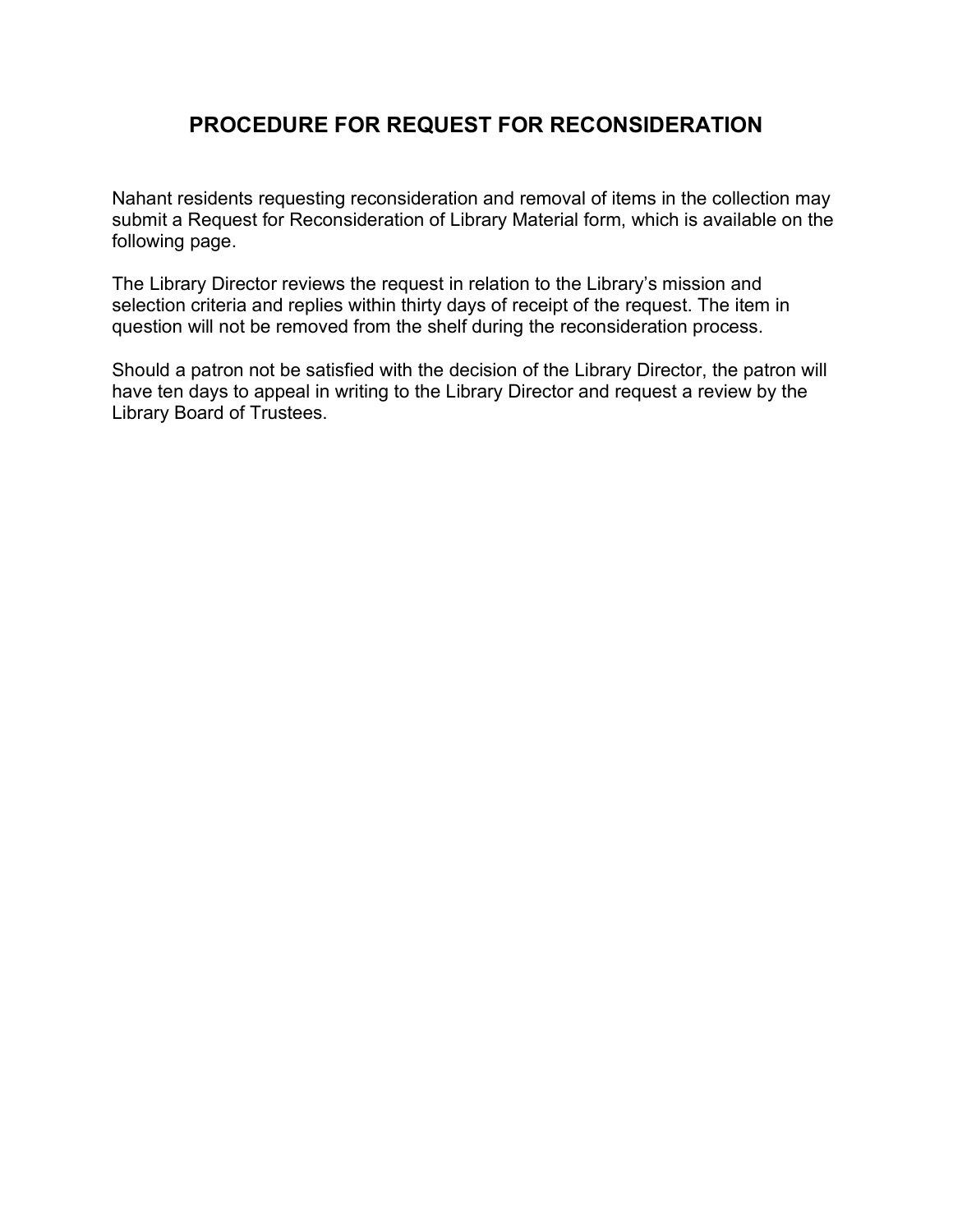# PROCEDURE FOR REQUEST FOR RECONSIDERATION

Nahant residents requesting reconsideration and removal of items in the collection may submit a Request for Reconsideration of Library Material form, which is available on the following page.

The Library Director reviews the request in relation to the Library's mission and selection criteria and replies within thirty days of receipt of the request. The item in question will not be removed from the shelf during the reconsideration process.

Should a patron not be satisfied with the decision of the Library Director, the patron will have ten days to appeal in writing to the Library Director and request a review by the Library Board of Trustees.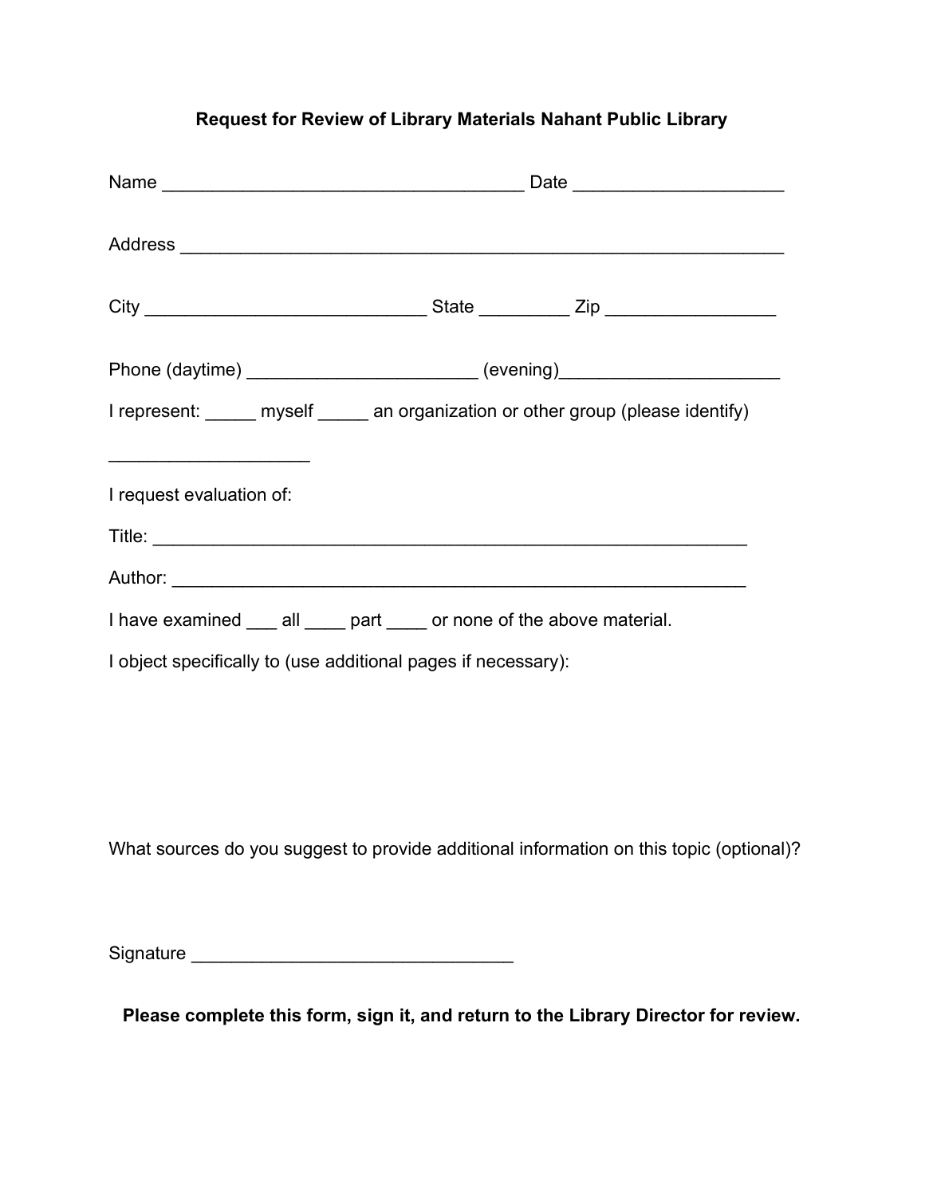**Request for Review of Library Materials Nahant Public Library**

Name ___________________________________ Date ____________________

Address __________________________________________________________

City ___________________________ State _________ Zip ________________

Phone (daytime) ______________________ (evening)_____________________

I represent: _____ myself _____ an organization or other group (please identify)

___________________

I request evaluation of:

Title: __________________________________________________________

Author: ________________________________________________________

I have examined ___ all ____ part ____ or none of the above material.

I object specifically to (use additional pages if necessary):

What sources do you suggest to provide additional information on this topic (optional)?

Signature _______________________________

**Please complete this form, sign it, and return to the Library Director for review.**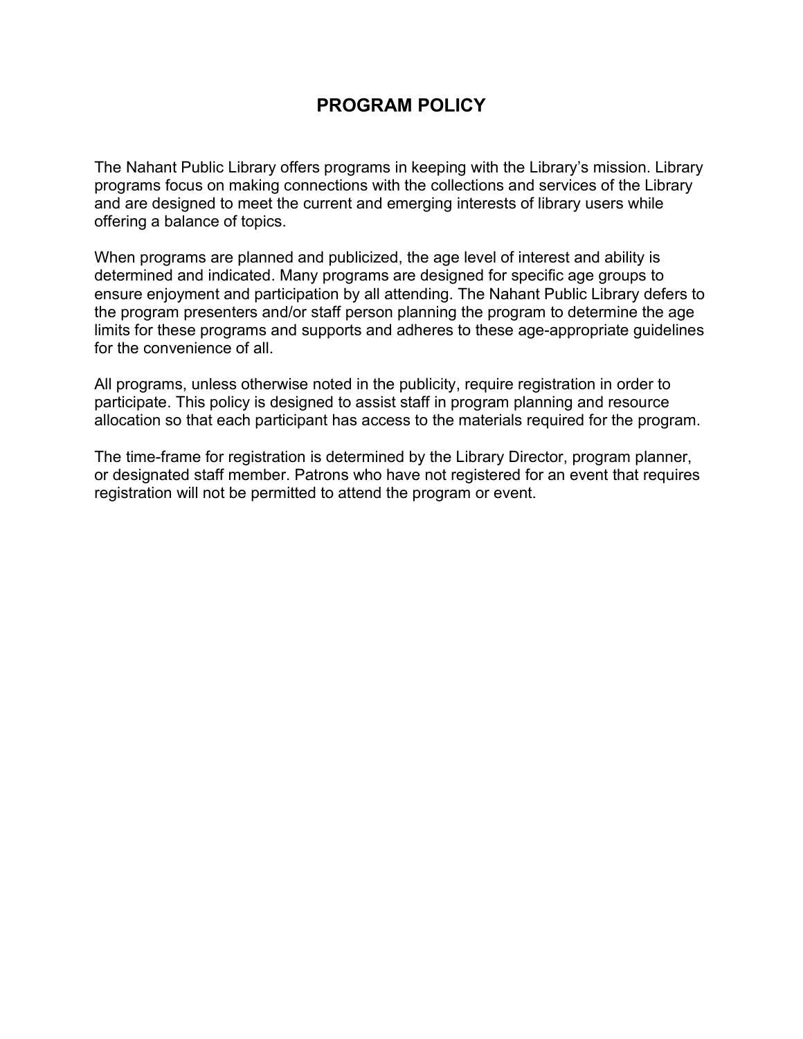# PROGRAM POLICY

The Nahant Public Library offers programs in keeping with the Library's mission. Library programs focus on making connections with the collections and services of the Library and are designed to meet the current and emerging interests of library users while offering a balance of topics.

When programs are planned and publicized, the age level of interest and ability is determined and indicated. Many programs are designed for specific age groups to ensure enjoyment and participation by all attending. The Nahant Public Library defers to the program presenters and/or staff person planning the program to determine the age limits for these programs and supports and adheres to these age-appropriate guidelines for the convenience of all.

All programs, unless otherwise noted in the publicity, require registration in order to participate. This policy is designed to assist staff in program planning and resource allocation so that each participant has access to the materials required for the program.

The time-frame for registration is determined by the Library Director, program planner, or designated staff member. Patrons who have not registered for an event that requires registration will not be permitted to attend the program or event.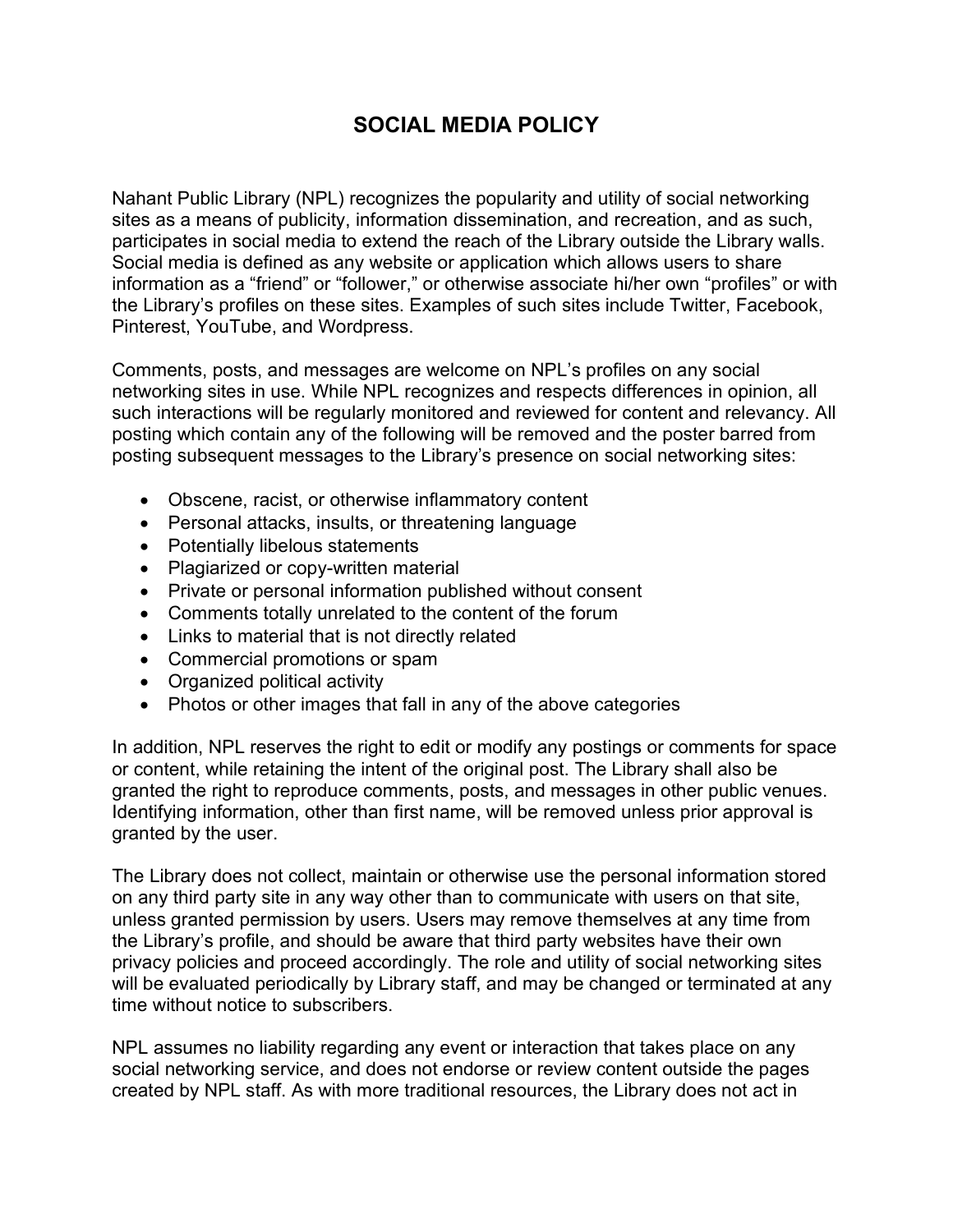# SOCIAL MEDIA POLICY

Nahant Public Library (NPL) recognizes the popularity and utility of social networking sites as a means of publicity, information dissemination, and recreation, and as such, participates in social media to extend the reach of the Library outside the Library walls. Social media is defined as any website or application which allows users to share information as a "friend" or "follower," or otherwise associate hi/her own "profiles" or with the Library's profiles on these sites. Examples of such sites include Twitter, Facebook, Pinterest, YouTube, and Wordpress.

Comments, posts, and messages are welcome on NPL's profiles on any social networking sites in use. While NPL recognizes and respects differences in opinion, all such interactions will be regularly monitored and reviewed for content and relevancy. All posting which contain any of the following will be removed and the poster barred from posting subsequent messages to the Library's presence on social networking sites:

- Obscene, racist, or otherwise inflammatory content
- Personal attacks, insults, or threatening language
- Potentially libelous statements
- Plagiarized or copy-written material
- Private or personal information published without consent
- Comments totally unrelated to the content of the forum
- Links to material that is not directly related
- Commercial promotions or spam
- Organized political activity
- Photos or other images that fall in any of the above categories

In addition, NPL reserves the right to edit or modify any postings or comments for space or content, while retaining the intent of the original post. The Library shall also be granted the right to reproduce comments, posts, and messages in other public venues. Identifying information, other than first name, will be removed unless prior approval is granted by the user.

The Library does not collect, maintain or otherwise use the personal information stored on any third party site in any way other than to communicate with users on that site, unless granted permission by users. Users may remove themselves at any time from the Library's profile, and should be aware that third party websites have their own privacy policies and proceed accordingly. The role and utility of social networking sites will be evaluated periodically by Library staff, and may be changed or terminated at any time without notice to subscribers.

NPL assumes no liability regarding any event or interaction that takes place on any social networking service, and does not endorse or review content outside the pages created by NPL staff. As with more traditional resources, the Library does not act in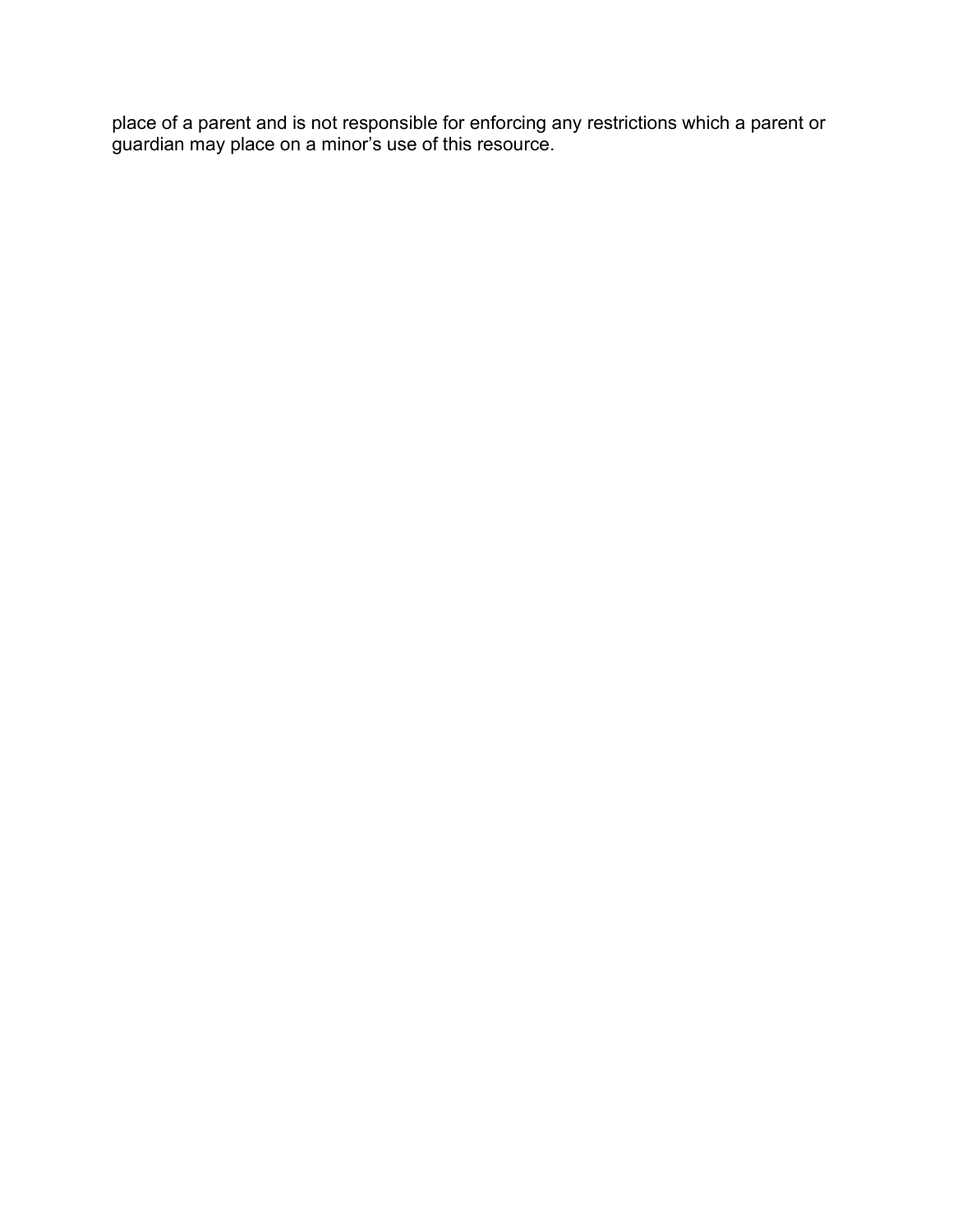place of a parent and is not responsible for enforcing any restrictions which a parent or guardian may place on a minor's use of this resource.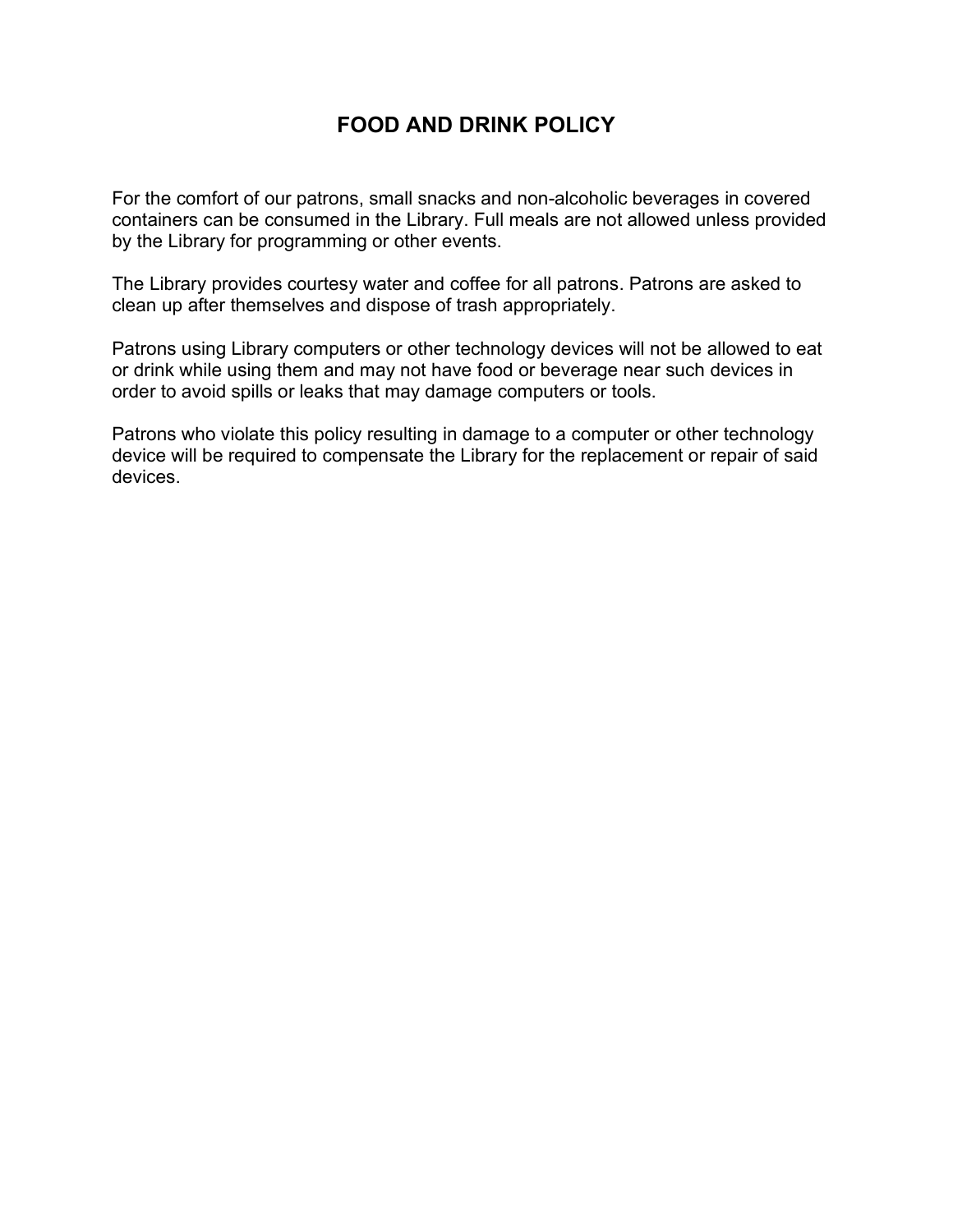# FOOD AND DRINK POLICY

For the comfort of our patrons, small snacks and non-alcoholic beverages in covered containers can be consumed in the Library. Full meals are not allowed unless provided by the Library for programming or other events.

The Library provides courtesy water and coffee for all patrons. Patrons are asked to clean up after themselves and dispose of trash appropriately.

Patrons using Library computers or other technology devices will not be allowed to eat or drink while using them and may not have food or beverage near such devices in order to avoid spills or leaks that may damage computers or tools.

Patrons who violate this policy resulting in damage to a computer or other technology device will be required to compensate the Library for the replacement or repair of said devices.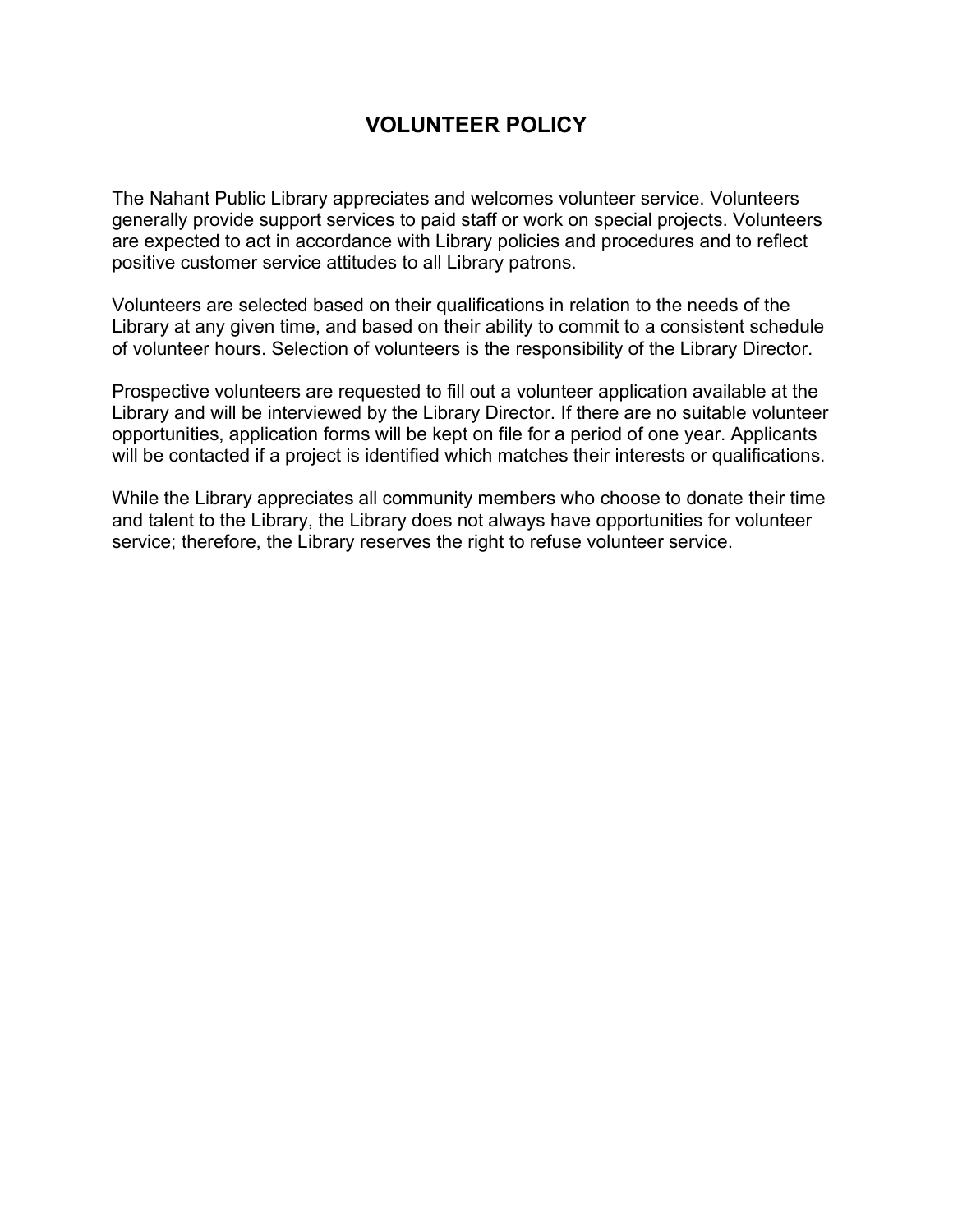# VOLUNTEER POLICY

The Nahant Public Library appreciates and welcomes volunteer service. Volunteers generally provide support services to paid staff or work on special projects. Volunteers are expected to act in accordance with Library policies and procedures and to reflect positive customer service attitudes to all Library patrons.

Volunteers are selected based on their qualifications in relation to the needs of the Library at any given time, and based on their ability to commit to a consistent schedule of volunteer hours. Selection of volunteers is the responsibility of the Library Director.

Prospective volunteers are requested to fill out a volunteer application available at the Library and will be interviewed by the Library Director. If there are no suitable volunteer opportunities, application forms will be kept on file for a period of one year. Applicants will be contacted if a project is identified which matches their interests or qualifications.

While the Library appreciates all community members who choose to donate their time and talent to the Library, the Library does not always have opportunities for volunteer service; therefore, the Library reserves the right to refuse volunteer service.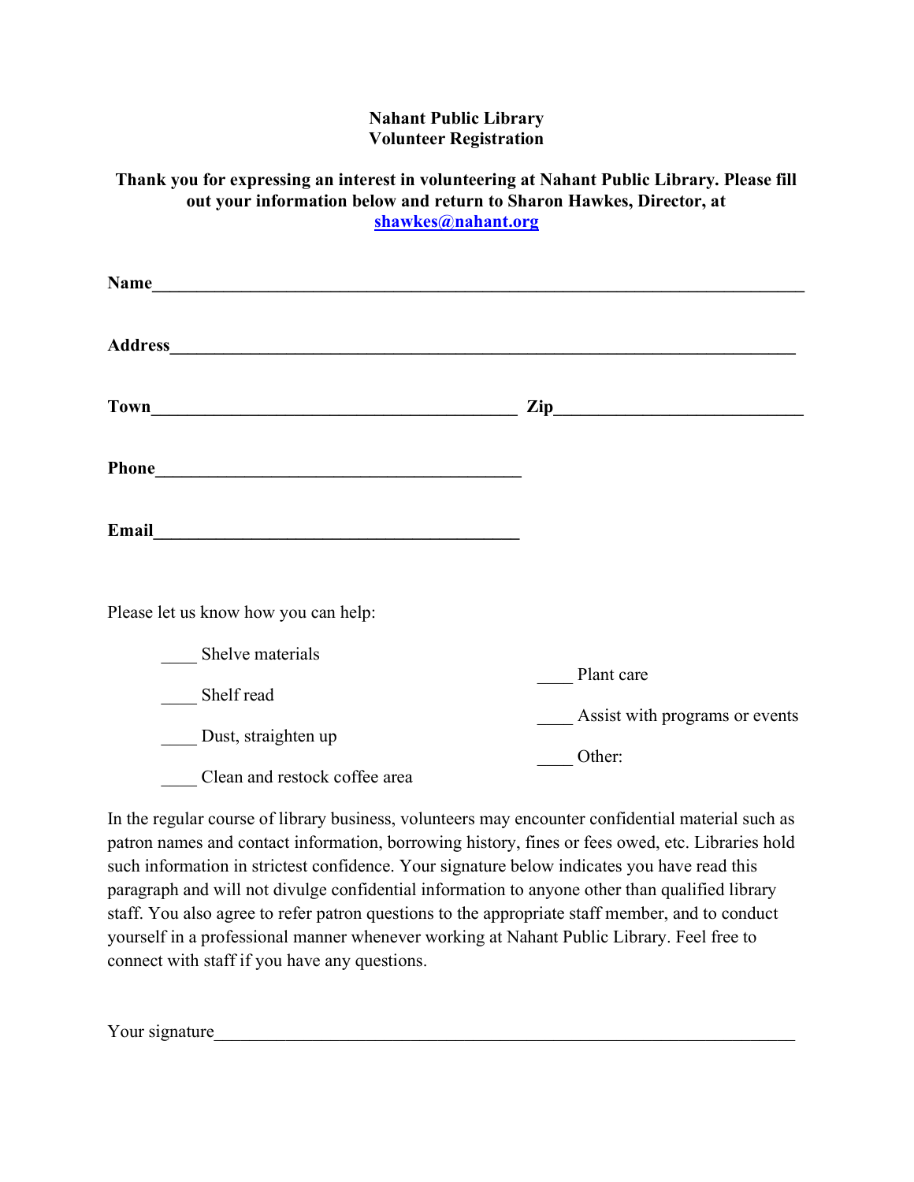**Nahant Public Library**
**Volunteer Registration**

**Thank you for expressing an interest in volunteering at Nahant Public Library. Please fill out your information below and return to Sharon Hawkes, Director, at [shawkes@nahant.org](mailto:shawkes@nahant.org)**

**Name**\_\_\_\_\_\_\_\_\_\_\_\_\_\_\_\_\_\_\_\_\_\_\_\_\_\_\_\_\_\_\_\_\_\_\_\_\_\_\_\_\_\_\_\_\_\_\_\_\_\_\_\_\_\_\_\_\_\_\_\_\_\_\_\_\_\_

**Address**\_\_\_\_\_\_\_\_\_\_\_\_\_\_\_\_\_\_\_\_\_\_\_\_\_\_\_\_\_\_\_\_\_\_\_\_\_\_\_\_\_\_\_\_\_\_\_\_\_\_\_\_\_\_\_\_\_\_\_\_\_\_\_

**Town**\_\_\_\_\_\_\_\_\_\_\_\_\_\_\_\_\_\_\_\_\_\_\_\_\_\_\_\_\_\_\_\_\_\_\_\_\_\_ **Zip**\_\_\_\_\_\_\_\_\_\_\_\_\_\_\_\_\_\_\_\_\_\_\_\_\_\_

**Phone**\_\_\_\_\_\_\_\_\_\_\_\_\_\_\_\_\_\_\_\_\_\_\_\_\_\_\_\_\_\_\_\_\_\_\_\_\_\_\_

**Email**\_\_\_\_\_\_\_\_\_\_\_\_\_\_\_\_\_\_\_\_\_\_\_\_\_\_\_\_\_\_\_\_\_\_\_\_\_\_\_

Please let us know how you can help:

\_\_\_\_ Shelve materials

\_\_\_\_ Shelf read

\_\_\_\_ Dust, straighten up

\_\_\_\_ Clean and restock coffee area

\_\_\_\_ Plant care

\_\_\_\_ Assist with programs or events

\_\_\_\_ Other:

In the regular course of library business, volunteers may encounter confidential material such as patron names and contact information, borrowing history, fines or fees owed, etc. Libraries hold such information in strictest confidence. Your signature below indicates you have read this paragraph and will not divulge confidential information to anyone other than qualified library staff. You also agree to refer patron questions to the appropriate staff member, and to conduct yourself in a professional manner whenever working at Nahant Public Library. Feel free to connect with staff if you have any questions.

Your signature\_\_\_\_\_\_\_\_\_\_\_\_\_\_\_\_\_\_\_\_\_\_\_\_\_\_\_\_\_\_\_\_\_\_\_\_\_\_\_\_\_\_\_\_\_\_\_\_\_\_\_\_\_\_\_\_\_\_\_\_\_